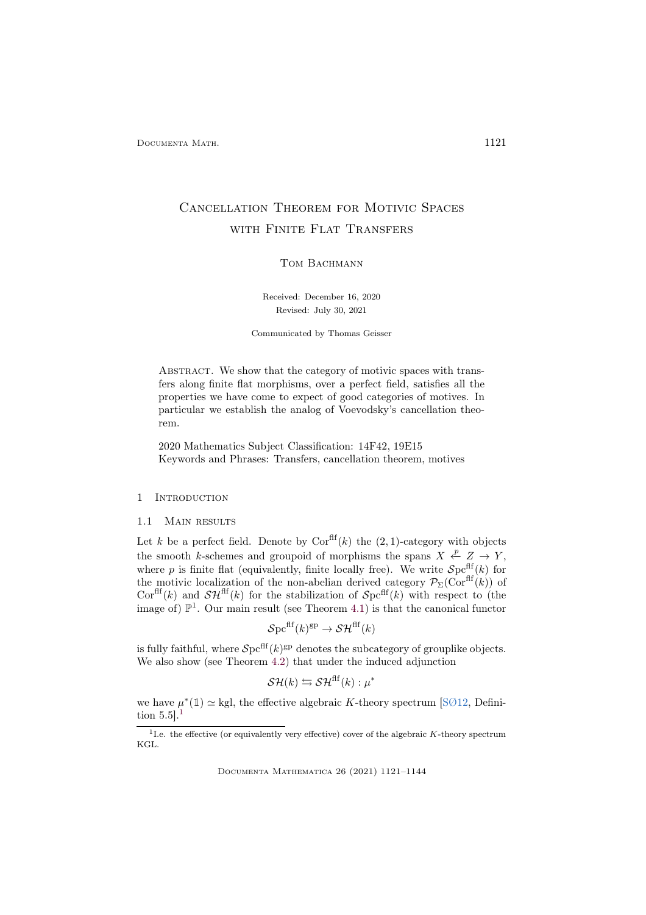# Cancellation Theorem for Motivic Spaces with Finite Flat Transfers

Tom Bachmann

Received: December 16, 2020

Revised: July 30, 2021

Communicated by Thomas Geisser

Abstract. We show that the category of motivic spaces with transfers along finite flat morphisms, over a perfect field, satisfies all the properties we have come to expect of good categories of motives. In particular we establish the analog of Voevodsky's cancellation theorem.

2020 Mathematics Subject Classification: 14F42, 19E15

Keywords and Phrases: Transfers, cancellation theorem, motives

## 1 Introduction

### 1.1 Main results

Let $k$ be a perfect field. Denote by $\mathrm{Cor}^{\mathrm{flf}}(k)$ the $(2,1)$-category with objects the smooth $k$-schemes and groupoid of morphisms the spans $X \xleftarrow{p} Z \to Y$, where $p$ is finite flat (equivalently, finite locally free). We write $\mathcal{S}\mathrm{pc}^{\mathrm{flf}}(k)$ for the motivic localization of the non-abelian derived category $\mathcal{P}_\Sigma(\mathrm{Cor}^{\mathrm{flf}}(k))$ of $\mathrm{Cor}^{\mathrm{flf}}(k)$ and $\mathcal{SH}^{\mathrm{flf}}(k)$ for the stabilization of $\mathcal{S}\mathrm{pc}^{\mathrm{flf}}(k)$ with respect to (the image of) $\mathbb{P}^1$. Our main result (see Theorem 4.1) is that the canonical functor

$$\mathcal{S}\mathrm{pc}^{\mathrm{flf}}(k)^{\mathrm{gp}} \to \mathcal{SH}^{\mathrm{flf}}(k)$$

is fully faithful, where $\mathcal{S}\mathrm{pc}^{\mathrm{flf}}(k)^{\mathrm{gp}}$ denotes the subcategory of grouplike objects. We also show (see Theorem 4.2) that under the induced adjunction

$$\mathcal{SH}(k) \leftrightarrows \mathcal{SH}^{\mathrm{flf}}(k) : \mu^*$$

we have $\mu^*(\mathbb{1}) \simeq \mathrm{kgl}$, the effective algebraic $K$-theory spectrum [SØ12, Definition 5.5].[1]

[1] I.e. the effective (or equivalently very effective) cover of the algebraic $K$-theory spectrum KGL.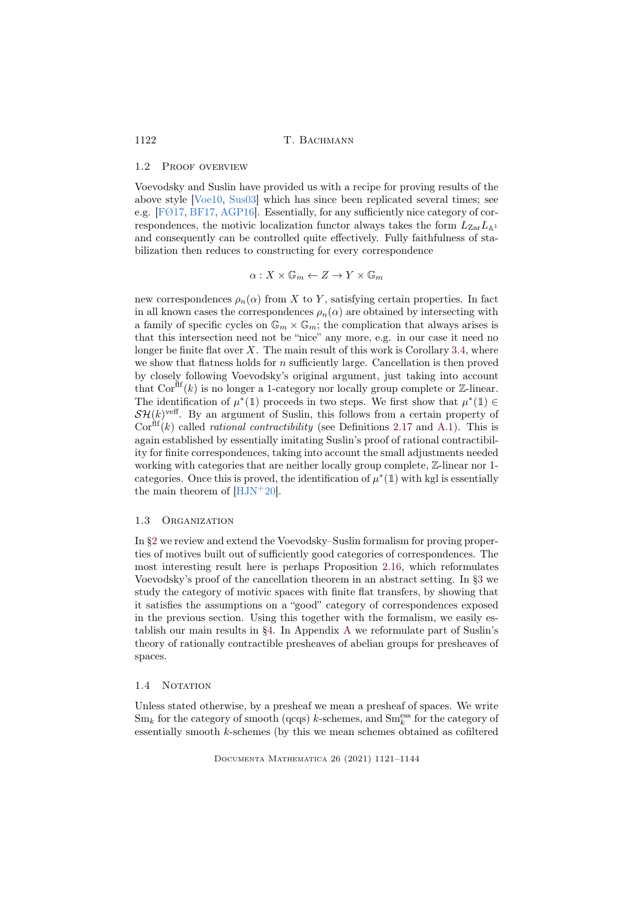### 1.2 Proof overview

Voevodsky and Suslin have provided us with a recipe for proving results of the above style [Voe10, Sus03] which has since been replicated several times; see e.g. [FØ17, BF17, AGP16]. Essentially, for any sufficiently nice category of correspondences, the motivic localization functor always takes the form $L_{\mathrm{Zar}} L_{\mathbb{A}^1}$ and consequently can be controlled quite effectively. Fully faithfulness of stabilization then reduces to constructing for every correspondence

$$\alpha : X \times \mathbb{G}_m \leftarrow Z \rightarrow Y \times \mathbb{G}_m$$

new correspondences $\rho_n(\alpha)$ from $X$ to $Y$, satisfying certain properties. In fact in all known cases the correspondences $\rho_n(\alpha)$ are obtained by intersecting with a family of specific cycles on $\mathbb{G}_m \times \mathbb{G}_m$; the complication that always arises is that this intersection need not be "nice" any more, e.g. in our case it need no longer be finite flat over $X$. The main result of this work is Corollary 3.4, where we show that flatness holds for $n$ sufficiently large. Cancellation is then proved by closely following Voevodsky's original argument, just taking into account that $\mathrm{Cor}^{\mathrm{flf}}(k)$ is no longer a 1-category nor locally group complete or $\mathbb{Z}$-linear. The identification of $\mu^*(\mathbb{1})$ proceeds in two steps. We first show that $\mu^*(\mathbb{1}) \in \mathcal{SH}(k)^{\mathrm{veff}}$. By an argument of Suslin, this follows from a certain property of $\mathrm{Cor}^{\mathrm{flf}}(k)$ called *rational contractibility* (see Definitions 2.17 and A.1). This is again established by essentially imitating Suslin's proof of rational contractibility for finite correspondences, taking into account the small adjustments needed working with categories that are neither locally group complete, $\mathbb{Z}$-linear nor 1-categories. Once this is proved, the identification of $\mu^*(\mathbb{1})$ with kgl is essentially the main theorem of [HJN+20].

### 1.3 Organization

In §2 we review and extend the Voevodsky–Suslin formalism for proving properties of motives built out of sufficiently good categories of correspondences. The most interesting result here is perhaps Proposition 2.16, which reformulates Voevodsky's proof of the cancellation theorem in an abstract setting. In §3 we study the category of motivic spaces with finite flat transfers, by showing that it satisfies the assumptions on a "good" category of correspondences exposed in the previous section. Using this together with the formalism, we easily establish our main results in §4. In Appendix A we reformulate part of Suslin's theory of rationally contractible presheaves of abelian groups for presheaves of spaces.

### 1.4 Notation

Unless stated otherwise, by a presheaf we mean a presheaf of spaces. We write $\mathrm{Sm}_k$ for the category of smooth (qcqs) $k$-schemes, and $\mathrm{Sm}_k^{\mathrm{ess}}$ for the category of essentially smooth $k$-schemes (by this we mean schemes obtained as cofiltered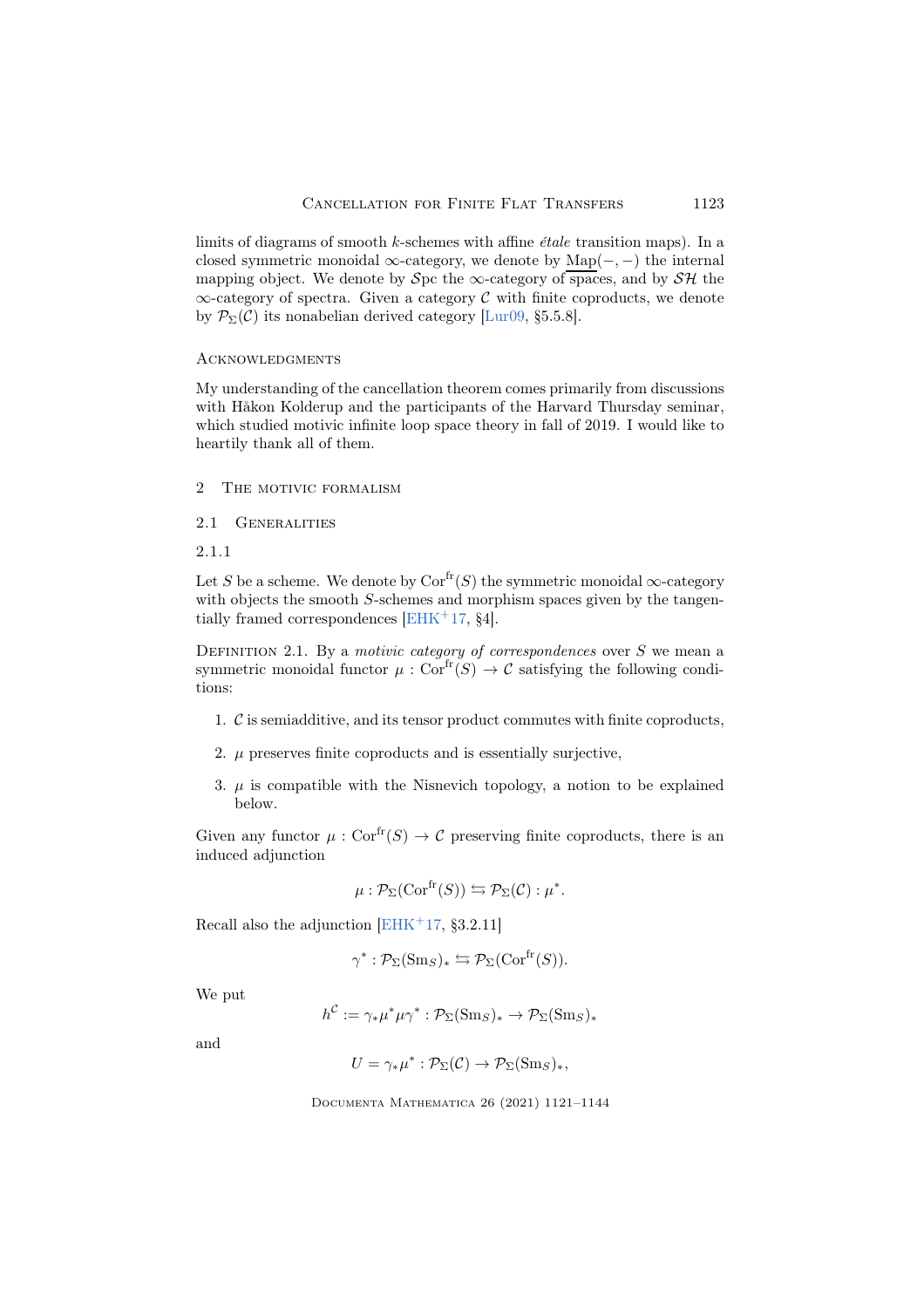limits of diagrams of smooth $k$-schemes with affine *étale* transition maps). In a closed symmetric monoidal $\infty$-category, we denote by $\underline{\mathrm{Map}}(-,-)$ the internal mapping object. We denote by $\mathcal{S}\mathrm{pc}$ the $\infty$-category of spaces, and by $\mathcal{SH}$ the $\infty$-category of spectra. Given a category $\mathcal{C}$ with finite coproducts, we denote by $\mathcal{P}_\Sigma(\mathcal{C})$ its nonabelian derived category [Lur09, §5.5.8].

## Acknowledgments

My understanding of the cancellation theorem comes primarily from discussions with Håkon Kolderup and the participants of the Harvard Thursday seminar, which studied motivic infinite loop space theory in fall of 2019. I would like to heartily thank all of them.

## 2 The motivic formalism

### 2.1 Generalities

#### 2.1.1

Let $S$ be a scheme. We denote by $\mathrm{Cor}^{\mathrm{fr}}(S)$ the symmetric monoidal $\infty$-category with objects the smooth $S$-schemes and morphism spaces given by the tangentially framed correspondences [EHK+17, §4].

Definition 2.1. By a *motivic category of correspondences* over $S$ we mean a symmetric monoidal functor $\mu : \mathrm{Cor}^{\mathrm{fr}}(S) \to \mathcal{C}$ satisfying the following conditions:

1. $\mathcal{C}$ is semiadditive, and its tensor product commutes with finite coproducts,
2. $\mu$ preserves finite coproducts and is essentially surjective,
3. $\mu$ is compatible with the Nisnevich topology, a notion to be explained below.

Given any functor $\mu : \mathrm{Cor}^{\mathrm{fr}}(S) \to \mathcal{C}$ preserving finite coproducts, there is an induced adjunction

$$\mu : \mathcal{P}_\Sigma(\mathrm{Cor}^{\mathrm{fr}}(S)) \leftrightarrows \mathcal{P}_\Sigma(\mathcal{C}) : \mu^*.$$

Recall also the adjunction [EHK+17, §3.2.11]

$$\gamma^* : \mathcal{P}_\Sigma(\mathrm{Sm}_S)_* \leftrightarrows \mathcal{P}_\Sigma(\mathrm{Cor}^{\mathrm{fr}}(S)).$$

We put

$$h^{\mathcal{C}} := \gamma_* \mu^* \mu \gamma^* : \mathcal{P}_\Sigma(\mathrm{Sm}_S)_* \to \mathcal{P}_\Sigma(\mathrm{Sm}_S)_*$$

and

$$U = \gamma_* \mu^* : \mathcal{P}_\Sigma(\mathcal{C}) \to \mathcal{P}_\Sigma(\mathrm{Sm}_S)_*,$$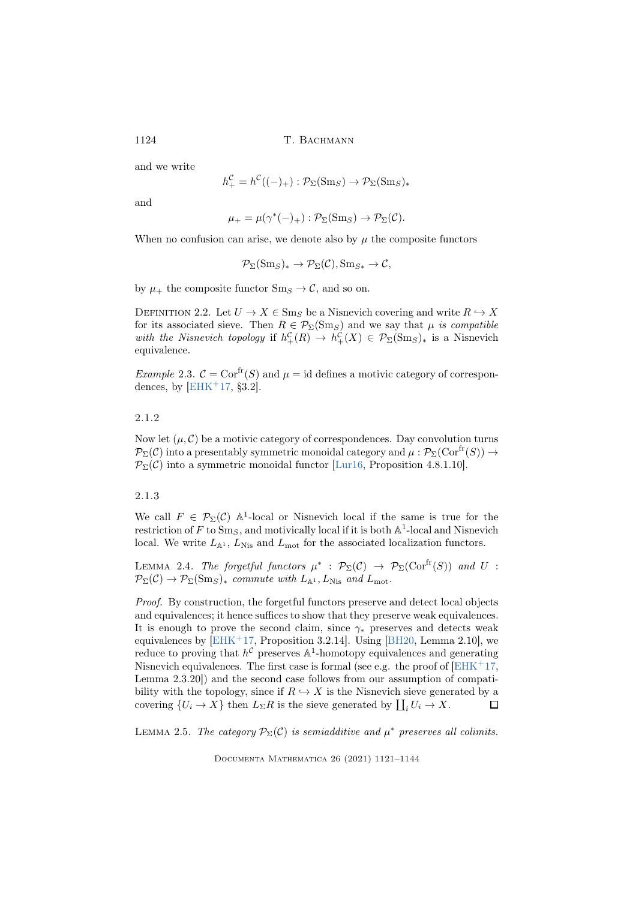and we write

$$h^{\mathcal{C}}_+ = h^{\mathcal{C}}((-)_+) : \mathcal{P}_\Sigma(\mathrm{Sm}_S) \to \mathcal{P}_\Sigma(\mathrm{Sm}_S)_*$$

and

$$\mu_+ = \mu(\gamma^*(-)_+) : \mathcal{P}_\Sigma(\mathrm{Sm}_S) \to \mathcal{P}_\Sigma(\mathcal{C}).$$

When no confusion can arise, we denote also by $\mu$ the composite functors

$$\mathcal{P}_\Sigma(\mathrm{Sm}_S)_* \to \mathcal{P}_\Sigma(\mathcal{C}), \mathrm{Sm}_{S*} \to \mathcal{C},$$

by $\mu_+$ the composite functor $\mathrm{Sm}_S \to \mathcal{C}$, and so on.

Definition 2.2. Let $U \to X \in \mathrm{Sm}_S$ be a Nisnevich covering and write $R \hookrightarrow X$ for its associated sieve. Then $R \in \mathcal{P}_\Sigma(\mathrm{Sm}_S)$ and we say that $\mu$ *is compatible with the Nisnevich topology* if $h^{\mathcal{C}}_+(R) \to h^{\mathcal{C}}_+(X) \in \mathcal{P}_\Sigma(\mathrm{Sm}_S)_*$ is a Nisnevich equivalence.

*Example* 2.3. $\mathcal{C} = \mathrm{Cor}^{\mathrm{fr}}(S)$ and $\mu = \mathrm{id}$ defines a motivic category of correspondences, by [EHK+17, §3.2].

2.1.2

Now let $(\mu, \mathcal{C})$ be a motivic category of correspondences. Day convolution turns $\mathcal{P}_\Sigma(\mathcal{C})$ into a presentably symmetric monoidal category and $\mu : \mathcal{P}_\Sigma(\mathrm{Cor}^{\mathrm{fr}}(S)) \to \mathcal{P}_\Sigma(\mathcal{C})$ into a symmetric monoidal functor [Lur16, Proposition 4.8.1.10].

2.1.3

We call $F \in \mathcal{P}_\Sigma(\mathcal{C})$ $\mathbb{A}^1$-local or Nisnevich local if the same is true for the restriction of $F$ to $\mathrm{Sm}_S$, and motivically local if it is both $\mathbb{A}^1$-local and Nisnevich local. We write $L_{\mathbb{A}^1}$, $L_{\mathrm{Nis}}$ and $L_{\mathrm{mot}}$ for the associated localization functors.

Lemma 2.4. *The forgetful functors* $\mu^* : \mathcal{P}_\Sigma(\mathcal{C}) \to \mathcal{P}_\Sigma(\mathrm{Cor}^{\mathrm{fr}}(S))$ *and* $U : \mathcal{P}_\Sigma(\mathcal{C}) \to \mathcal{P}_\Sigma(\mathrm{Sm}_S)_*$ *commute with* $L_{\mathbb{A}^1}, L_{\mathrm{Nis}}$ *and* $L_{\mathrm{mot}}$.

*Proof.* By construction, the forgetful functors preserve and detect local objects and equivalences; it hence suffices to show that they preserve weak equivalences. It is enough to prove the second claim, since $\gamma_*$ preserves and detects weak equivalences by [EHK+17, Proposition 3.2.14]. Using [BH20, Lemma 2.10], we reduce to proving that $h^{\mathcal{C}}$ preserves $\mathbb{A}^1$-homotopy equivalences and generating Nisnevich equivalences. The first case is formal (see e.g. the proof of [EHK+17, Lemma 2.3.20]) and the second case follows from our assumption of compatibility with the topology, since if $R \hookrightarrow X$ is the Nisnevich sieve generated by a covering $\{U_i \to X\}$ then $L_\Sigma R$ is the sieve generated by $\coprod_i U_i \to X$. □

Lemma 2.5. *The category* $\mathcal{P}_\Sigma(\mathcal{C})$ *is semiadditive and* $\mu^*$ *preserves all colimits.*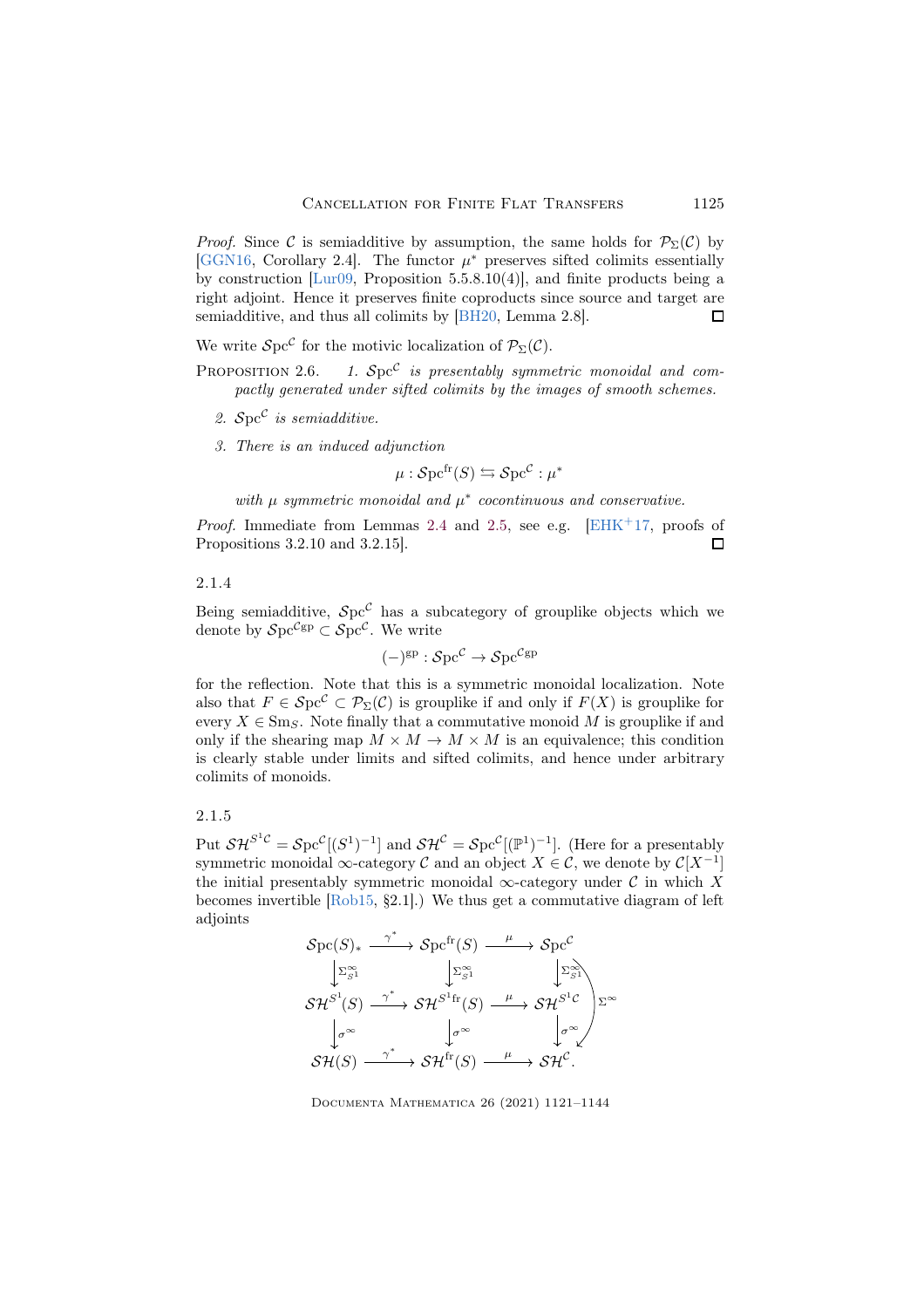*Proof.* Since $\mathcal{C}$ is semiadditive by assumption, the same holds for $\mathcal{P}_\Sigma(\mathcal{C})$ by [GGN16, Corollary 2.4]. The functor $\mu^*$ preserves sifted colimits essentially by construction [Lur09, Proposition 5.5.8.10(4)], and finite products being a right adjoint. Hence it preserves finite coproducts since source and target are semiadditive, and thus all colimits by [BH20, Lemma 2.8]. □

We write $\mathcal{S}\mathrm{pc}^{\mathcal{C}}$ for the motivic localization of $\mathcal{P}_\Sigma(\mathcal{C})$.

Proposition 2.6. *1. $\mathcal{S}\mathrm{pc}^{\mathcal{C}}$ is presentably symmetric monoidal and compactly generated under sifted colimits by the images of smooth schemes.*

*2. $\mathcal{S}\mathrm{pc}^{\mathcal{C}}$ is semiadditive.*

*3. There is an induced adjunction*

$$\mu : \mathcal{S}\mathrm{pc}^{\mathrm{fr}}(S) \leftrightarrows \mathcal{S}\mathrm{pc}^{\mathcal{C}} : \mu^*$$

*with $\mu$ symmetric monoidal and $\mu^*$ cocontinuous and conservative.*

*Proof.* Immediate from Lemmas 2.4 and 2.5, see e.g. [EHK+17, proofs of Propositions 3.2.10 and 3.2.15]. □

### 2.1.4

Being semiadditive, $\mathcal{S}\mathrm{pc}^{\mathcal{C}}$ has a subcategory of grouplike objects which we denote by $\mathcal{S}\mathrm{pc}^{\mathcal{C}\mathrm{gp}} \subset \mathcal{S}\mathrm{pc}^{\mathcal{C}}$. We write

$$(-)^{\mathrm{gp}} : \mathcal{S}\mathrm{pc}^{\mathcal{C}} \to \mathcal{S}\mathrm{pc}^{\mathcal{C}\mathrm{gp}}$$

for the reflection. Note that this is a symmetric monoidal localization. Note also that $F \in \mathcal{S}\mathrm{pc}^{\mathcal{C}} \subset \mathcal{P}_\Sigma(\mathcal{C})$ is grouplike if and only if $F(X)$ is grouplike for every $X \in \mathrm{Sm}_S$. Note finally that a commutative monoid $M$ is grouplike if and only if the shearing map $M \times M \to M \times M$ is an equivalence; this condition is clearly stable under limits and sifted colimits, and hence under arbitrary colimits of monoids.

### 2.1.5

Put $\mathcal{SH}^{S^1\mathcal{C}} = \mathcal{S}\mathrm{pc}^{\mathcal{C}}[(S^1)^{-1}]$ and $\mathcal{SH}^{\mathcal{C}} = \mathcal{S}\mathrm{pc}^{\mathcal{C}}[(\mathbb{P}^1)^{-1}]$. (Here for a presentably symmetric monoidal $\infty$-category $\mathcal{C}$ and an object $X \in \mathcal{C}$, we denote by $\mathcal{C}[X^{-1}]$ the initial presentably symmetric monoidal $\infty$-category under $\mathcal{C}$ in which $X$ becomes invertible [Rob15, §2.1].) We thus get a commutative diagram of left adjoints

$$\begin{array}{ccccc}
\mathcal{S}\mathrm{pc}(S)_* & \xrightarrow{\gamma^*} & \mathcal{S}\mathrm{pc}^{\mathrm{fr}}(S) & \xrightarrow{\mu} & \mathcal{S}\mathrm{pc}^{\mathcal{C}} \\
\downarrow \Sigma^\infty_{S^1} & & \downarrow \Sigma^\infty_{S^1} & & \downarrow \Sigma^\infty_{S^1} \\
\mathcal{SH}^{S^1}(S) & \xrightarrow{\gamma^*} & \mathcal{SH}^{S^1\mathrm{fr}}(S) & \xrightarrow{\mu} & \mathcal{SH}^{S^1\mathcal{C}} \\
\downarrow \sigma^\infty & & \downarrow \sigma^\infty & & \downarrow \sigma^\infty \\
\mathcal{SH}(S) & \xrightarrow{\gamma^*} & \mathcal{SH}^{\mathrm{fr}}(S) & \xrightarrow{\mu} & \mathcal{SH}^{\mathcal{C}}.
\end{array}$$

(with $\Sigma^\infty : \mathcal{S}\mathrm{pc}^{\mathcal{C}} \to \mathcal{SH}^{\mathcal{C}}$ the composite of the right-hand vertical arrows.)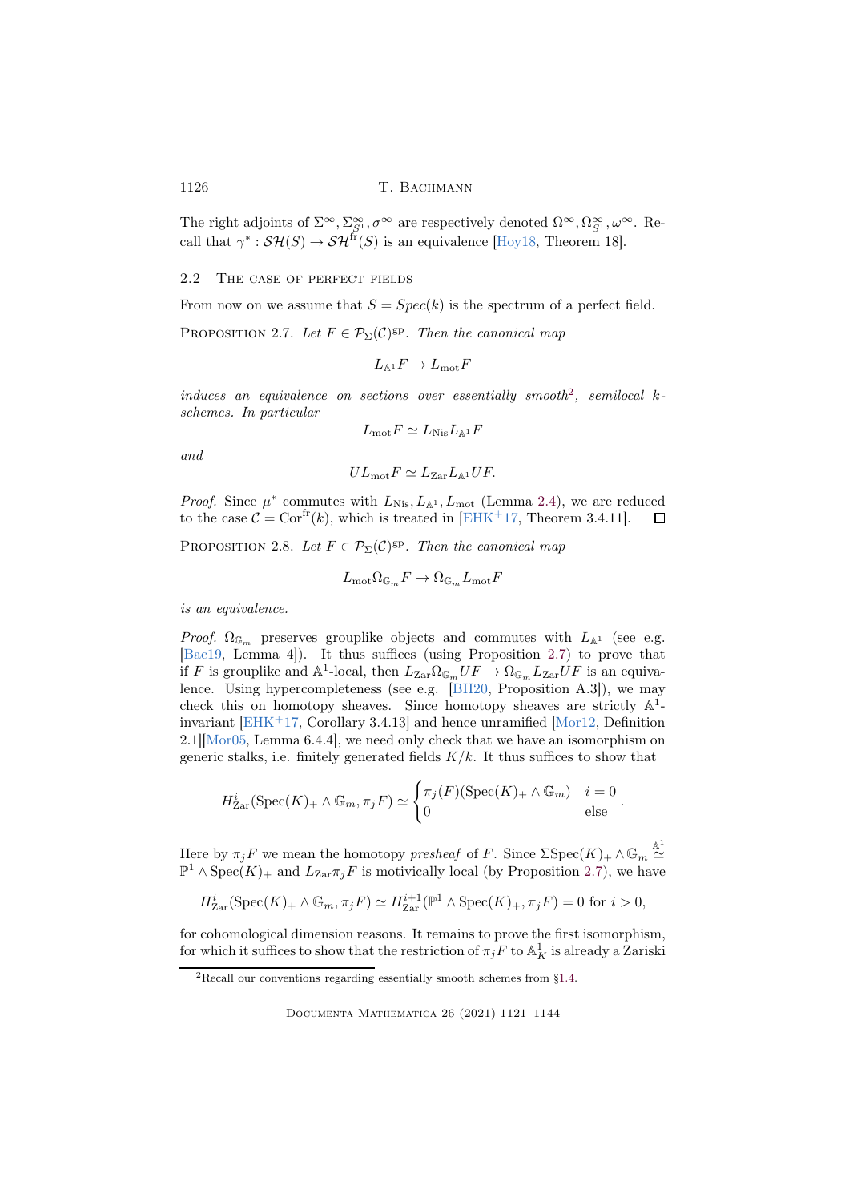The right adjoints of $\Sigma^\infty, \Sigma^\infty_{S^1}, \sigma^\infty$ are respectively denoted $\Omega^\infty, \Omega^\infty_{S^1}, \omega^\infty$. Recall that $\gamma^* : \mathcal{SH}(S) \to \mathcal{SH}^{\mathrm{fr}}(S)$ is an equivalence [Hoy18, Theorem 18].

## 2.2 The case of perfect fields

From now on we assume that $S = Spec(k)$ is the spectrum of a perfect field.

Proposition 2.7. *Let $F \in \mathcal{P}_\Sigma(\mathcal{C})^{\mathrm{gp}}$. Then the canonical map*

$$L_{\mathbb{A}^1} F \to L_{\mathrm{mot}} F$$

*induces an equivalence on sections over essentially smooth*[2]*, semilocal $k$-schemes. In particular*

$$L_{\mathrm{mot}} F \simeq L_{\mathrm{Nis}} L_{\mathbb{A}^1} F$$

*and*

$$U L_{\mathrm{mot}} F \simeq L_{\mathrm{Zar}} L_{\mathbb{A}^1} U F.$$

*Proof.* Since $\mu^*$ commutes with $L_{\mathrm{Nis}}, L_{\mathbb{A}^1}, L_{\mathrm{mot}}$ (Lemma 2.4), we are reduced to the case $\mathcal{C} = \mathrm{Cor}^{\mathrm{fr}}(k)$, which is treated in [EHK+17, Theorem 3.4.11]. □

Proposition 2.8. *Let $F \in \mathcal{P}_\Sigma(\mathcal{C})^{\mathrm{gp}}$. Then the canonical map*

$$L_{\mathrm{mot}} \Omega_{\mathbb{G}_m} F \to \Omega_{\mathbb{G}_m} L_{\mathrm{mot}} F$$

*is an equivalence.*

*Proof.* $\Omega_{\mathbb{G}_m}$ preserves grouplike objects and commutes with $L_{\mathbb{A}^1}$ (see e.g. [Bac19, Lemma 4]). It thus suffices (using Proposition 2.7) to prove that if $F$ is grouplike and $\mathbb{A}^1$-local, then $L_{\mathrm{Zar}} \Omega_{\mathbb{G}_m} U F \to \Omega_{\mathbb{G}_m} L_{\mathrm{Zar}} U F$ is an equivalence. Using hypercompleteness (see e.g. [BH20, Proposition A.3]), we may check this on homotopy sheaves. Since homotopy sheaves are strictly $\mathbb{A}^1$-invariant [EHK+17, Corollary 3.4.13] and hence unramified [Mor12, Definition 2.1][Mor05, Lemma 6.4.4], we need only check that we have an isomorphism on generic stalks, i.e. finitely generated fields $K/k$. It thus suffices to show that

$$H^i_{\mathrm{Zar}}(\mathrm{Spec}(K)_+ \wedge \mathbb{G}_m, \pi_j F) \simeq \begin{cases} \pi_j(F)(\mathrm{Spec}(K)_+ \wedge \mathbb{G}_m) & i = 0 \\ 0 & \text{else} \end{cases}.$$

Here by $\pi_j F$ we mean the homotopy *presheaf* of $F$. Since $\Sigma \mathrm{Spec}(K)_+ \wedge \mathbb{G}_m \overset{\mathbb{A}^1}{\simeq} \mathbb{P}^1 \wedge \mathrm{Spec}(K)_+$ and $L_{\mathrm{Zar}} \pi_j F$ is motivically local (by Proposition 2.7), we have

$$H^i_{\mathrm{Zar}}(\mathrm{Spec}(K)_+ \wedge \mathbb{G}_m, \pi_j F) \simeq H^{i+1}_{\mathrm{Zar}}(\mathbb{P}^1 \wedge \mathrm{Spec}(K)_+, \pi_j F) = 0 \text{ for } i > 0,$$

for cohomological dimension reasons. It remains to prove the first isomorphism, for which it suffices to show that the restriction of $\pi_j F$ to $\mathbb{A}^1_K$ is already a Zariski

---

[2] Recall our conventions regarding essentially smooth schemes from §1.4.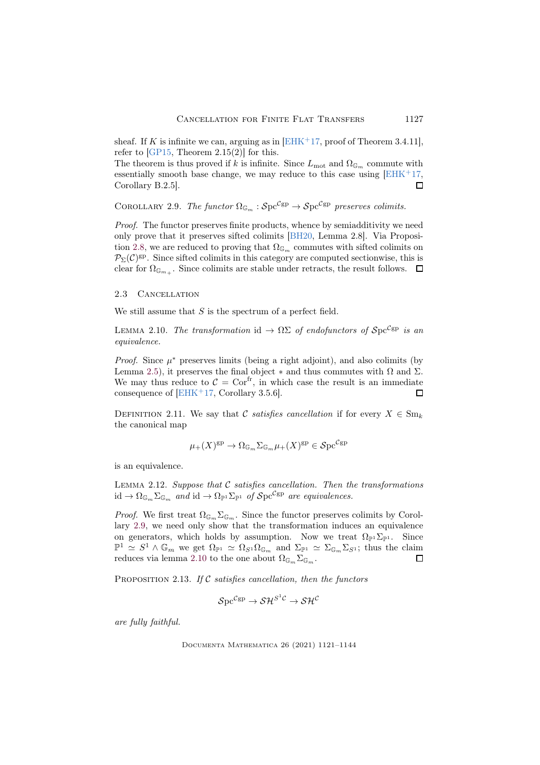sheaf. If $K$ is infinite we can, arguing as in [EHK+17, proof of Theorem 3.4.11], refer to [GP15, Theorem 2.15(2)] for this.
The theorem is thus proved if $k$ is infinite. Since $L_{\mathrm{mot}}$ and $\Omega_{\mathbb{G}_m}$ commute with essentially smooth base change, we may reduce to this case using [EHK+17, Corollary B.2.5]. $\square$

Corollary 2.9. *The functor* $\Omega_{\mathbb{G}_m} : \mathcal{S}\mathrm{pc}^{\mathcal{C}\mathrm{gp}} \to \mathcal{S}\mathrm{pc}^{\mathcal{C}\mathrm{gp}}$ *preserves colimits.*

*Proof.* The functor preserves finite products, whence by semiadditivity we need only prove that it preserves sifted colimits [BH20, Lemma 2.8]. Via Proposition 2.8, we are reduced to proving that $\Omega_{\mathbb{G}_m}$ commutes with sifted colimits on $\mathcal{P}_\Sigma(\mathcal{C})^{\mathrm{gp}}$. Since sifted colimits in this category are computed sectionwise, this is clear for $\Omega_{\mathbb{G}_{m+}}$. Since colimits are stable under retracts, the result follows. $\square$

## 2.3 Cancellation

We still assume that $S$ is the spectrum of a perfect field.

Lemma 2.10. *The transformation* $\mathrm{id} \to \Omega\Sigma$ *of endofunctors of* $\mathcal{S}\mathrm{pc}^{\mathcal{C}\mathrm{gp}}$ *is an equivalence.*

*Proof.* Since $\mu^*$ preserves limits (being a right adjoint), and also colimits (by Lemma 2.5), it preserves the final object $*$ and thus commutes with $\Omega$ and $\Sigma$. We may thus reduce to $\mathcal{C} = \mathrm{Cor}^{\mathrm{fr}}$, in which case the result is an immediate consequence of [EHK+17, Corollary 3.5.6]. $\square$

Definition 2.11. We say that $\mathcal{C}$ *satisfies cancellation* if for every $X \in \mathrm{Sm}_k$ the canonical map

$$\mu_+(X)^{\mathrm{gp}} \to \Omega_{\mathbb{G}_m}\Sigma_{\mathbb{G}_m}\mu_+(X)^{\mathrm{gp}} \in \mathcal{S}\mathrm{pc}^{\mathcal{C}\mathrm{gp}}$$

is an equivalence.

Lemma 2.12. *Suppose that* $\mathcal{C}$ *satisfies cancellation. Then the transformations* $\mathrm{id} \to \Omega_{\mathbb{G}_m}\Sigma_{\mathbb{G}_m}$ *and* $\mathrm{id} \to \Omega_{\mathbb{P}^1}\Sigma_{\mathbb{P}^1}$ *of* $\mathcal{S}\mathrm{pc}^{\mathcal{C}\mathrm{gp}}$ *are equivalences.*

*Proof.* We first treat $\Omega_{\mathbb{G}_m}\Sigma_{\mathbb{G}_m}$. Since the functor preserves colimits by Corollary 2.9, we need only show that the transformation induces an equivalence on generators, which holds by assumption. Now we treat $\Omega_{\mathbb{P}^1}\Sigma_{\mathbb{P}^1}$. Since $\mathbb{P}^1 \simeq S^1 \wedge \mathbb{G}_m$ we get $\Omega_{\mathbb{P}^1} \simeq \Omega_{S^1}\Omega_{\mathbb{G}_m}$ and $\Sigma_{\mathbb{P}^1} \simeq \Sigma_{\mathbb{G}_m}\Sigma_{S^1}$; thus the claim reduces via lemma 2.10 to the one about $\Omega_{\mathbb{G}_m}\Sigma_{\mathbb{G}_m}$. $\square$

Proposition 2.13. *If* $\mathcal{C}$ *satisfies cancellation, then the functors*

$$\mathcal{S}\mathrm{pc}^{\mathcal{C}\mathrm{gp}} \to \mathcal{SH}^{S^1\mathcal{C}} \to \mathcal{SH}^{\mathcal{C}}$$

*are fully faithful.*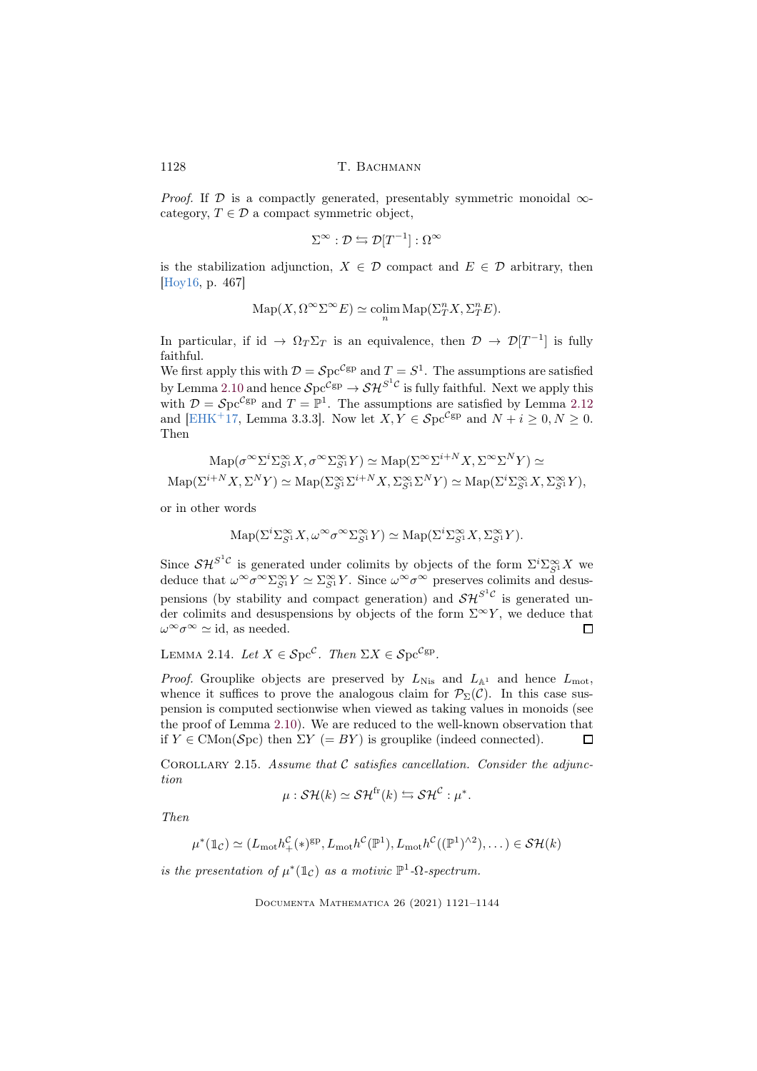*Proof.* If $\mathcal{D}$ is a compactly generated, presentably symmetric monoidal $\infty$-category, $T \in \mathcal{D}$ a compact symmetric object,

$$\Sigma^\infty : \mathcal{D} \leftrightarrows \mathcal{D}[T^{-1}] : \Omega^\infty$$

is the stabilization adjunction, $X \in \mathcal{D}$ compact and $E \in \mathcal{D}$ arbitrary, then [Hoy16, p. 467]

$$\mathrm{Map}(X, \Omega^\infty \Sigma^\infty E) \simeq \operatorname*{colim}_n \mathrm{Map}(\Sigma_T^n X, \Sigma_T^n E).$$

In particular, if $\mathrm{id} \to \Omega_T \Sigma_T$ is an equivalence, then $\mathcal{D} \to \mathcal{D}[T^{-1}]$ is fully faithful.
We first apply this with $\mathcal{D} = \mathcal{S}\mathrm{pc}^{\mathcal{C}\mathrm{gp}}$ and $T = S^1$. The assumptions are satisfied by Lemma 2.10 and hence $\mathcal{S}\mathrm{pc}^{\mathcal{C}\mathrm{gp}} \to \mathcal{SH}^{S^1\mathcal{C}}$ is fully faithful. Next we apply this with $\mathcal{D} = \mathcal{S}\mathrm{pc}^{\mathcal{C}\mathrm{gp}}$ and $T = \mathbb{P}^1$. The assumptions are satisfied by Lemma 2.12 and [EHK+17, Lemma 3.3.3]. Now let $X, Y \in \mathcal{S}\mathrm{pc}^{\mathcal{C}\mathrm{gp}}$ and $N + i \geq 0, N \geq 0$. Then

$$\mathrm{Map}(\sigma^\infty \Sigma^i \Sigma^\infty_{S^1} X, \sigma^\infty \Sigma^\infty_{S^1} Y) \simeq \mathrm{Map}(\Sigma^\infty \Sigma^{i+N} X, \Sigma^\infty \Sigma^N Y) \simeq$$
$$\mathrm{Map}(\Sigma^{i+N} X, \Sigma^N Y) \simeq \mathrm{Map}(\Sigma^\infty_{S^1} \Sigma^{i+N} X, \Sigma^\infty_{S^1} \Sigma^N Y) \simeq \mathrm{Map}(\Sigma^i \Sigma^\infty_{S^1} X, \Sigma^\infty_{S^1} Y),$$

or in other words

$$\mathrm{Map}(\Sigma^i \Sigma^\infty_{S^1} X, \omega^\infty \sigma^\infty \Sigma^\infty_{S^1} Y) \simeq \mathrm{Map}(\Sigma^i \Sigma^\infty_{S^1} X, \Sigma^\infty_{S^1} Y).$$

Since $\mathcal{SH}^{S^1\mathcal{C}}$ is generated under colimits by objects of the form $\Sigma^i \Sigma^\infty_{S^1} X$ we deduce that $\omega^\infty \sigma^\infty \Sigma^\infty_{S^1} Y \simeq \Sigma^\infty_{S^1} Y$. Since $\omega^\infty \sigma^\infty$ preserves colimits and desuspensions (by stability and compact generation) and $\mathcal{SH}^{S^1\mathcal{C}}$ is generated under colimits and desuspensions by objects of the form $\Sigma^\infty Y$, we deduce that $\omega^\infty \sigma^\infty \simeq \mathrm{id}$, as needed. ∎

LEMMA 2.14. *Let $X \in \mathcal{S}\mathrm{pc}^{\mathcal{C}}$. Then $\Sigma X \in \mathcal{S}\mathrm{pc}^{\mathcal{C}\mathrm{gp}}$.*

*Proof.* Grouplike objects are preserved by $L_{\mathrm{Nis}}$ and $L_{\mathbb{A}^1}$ and hence $L_{\mathrm{mot}}$, whence it suffices to prove the analogous claim for $\mathcal{P}_\Sigma(\mathcal{C})$. In this case suspension is computed sectionwise when viewed as taking values in monoids (see the proof of Lemma 2.10). We are reduced to the well-known observation that if $Y \in \mathrm{CMon}(\mathcal{S}\mathrm{pc})$ then $\Sigma Y$ $(= BY)$ is grouplike (indeed connected). ∎

COROLLARY 2.15. *Assume that $\mathcal{C}$ satisfies cancellation. Consider the adjunction*

$$\mu : \mathcal{SH}(k) \simeq \mathcal{SH}^{\mathrm{fr}}(k) \leftrightarrows \mathcal{SH}^{\mathcal{C}} : \mu^*.$$

*Then*

$$\mu^*(\mathbb{1}_{\mathcal{C}}) \simeq (L_{\mathrm{mot}} h_+^{\mathcal{C}}(*)^{\mathrm{gp}}, L_{\mathrm{mot}} h^{\mathcal{C}}(\mathbb{P}^1), L_{\mathrm{mot}} h^{\mathcal{C}}((\mathbb{P}^1)^{\wedge 2}), \dots) \in \mathcal{SH}(k)$$

*is the presentation of $\mu^*(\mathbb{1}_{\mathcal{C}})$ as a motivic $\mathbb{P}^1$-$\Omega$-spectrum.*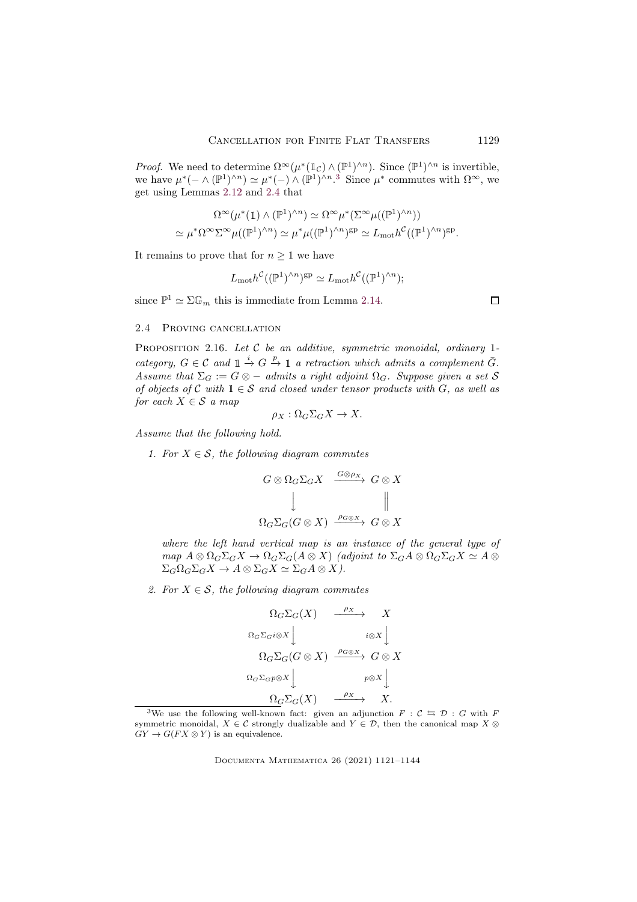*Proof.* We need to determine $\Omega^\infty(\mu^*(\mathbb{1}_\mathcal{C}) \wedge (\mathbb{P}^1)^{\wedge n})$. Since $(\mathbb{P}^1)^{\wedge n}$ is invertible, we have $\mu^*(- \wedge (\mathbb{P}^1)^{\wedge n}) \simeq \mu^*(-) \wedge (\mathbb{P}^1)^{\wedge n}$.[3] Since $\mu^*$ commutes with $\Omega^\infty$, we get using Lemmas 2.12 and 2.4 that

$$\Omega^\infty(\mu^*(\mathbb{1}) \wedge (\mathbb{P}^1)^{\wedge n}) \simeq \Omega^\infty \mu^*(\Sigma^\infty \mu((\mathbb{P}^1)^{\wedge n}))$$
$$\simeq \mu^* \Omega^\infty \Sigma^\infty \mu((\mathbb{P}^1)^{\wedge n}) \simeq \mu^* \mu((\mathbb{P}^1)^{\wedge n})^{\mathrm{gp}} \simeq L_{\mathrm{mot}} h^{\mathcal{C}}((\mathbb{P}^1)^{\wedge n})^{\mathrm{gp}}.$$

It remains to prove that for $n \geq 1$ we have

$$L_{\mathrm{mot}} h^{\mathcal{C}}((\mathbb{P}^1)^{\wedge n})^{\mathrm{gp}} \simeq L_{\mathrm{mot}} h^{\mathcal{C}}((\mathbb{P}^1)^{\wedge n});$$

since $\mathbb{P}^1 \simeq \Sigma \mathbb{G}_m$ this is immediate from Lemma 2.14. $\square$

### 2.4 Proving cancellation

Proposition 2.16. *Let $\mathcal{C}$ be an additive, symmetric monoidal, ordinary 1-category, $G \in \mathcal{C}$ and $\mathbb{1} \xrightarrow{i} G \xrightarrow{p} \mathbb{1}$ a retraction which admits a complement $\bar{G}$. Assume that $\Sigma_G := G \otimes -$ admits a right adjoint $\Omega_G$. Suppose given a set $\mathcal{S}$ of objects of $\mathcal{C}$ with $\mathbb{1} \in \mathcal{S}$ and closed under tensor products with $G$, as well as for each $X \in \mathcal{S}$ a map*

$$\rho_X : \Omega_G \Sigma_G X \to X.$$

*Assume that the following hold.*

1. *For $X \in \mathcal{S}$, the following diagram commutes*

$$\begin{array}{ccc} G \otimes \Omega_G \Sigma_G X & \xrightarrow{G \otimes \rho_X} & G \otimes X \\ \downarrow & & \| \\ \Omega_G \Sigma_G (G \otimes X) & \xrightarrow{\rho_{G \otimes X}} & G \otimes X \end{array}$$

*where the left hand vertical map is an instance of the general type of map $A \otimes \Omega_G \Sigma_G X \to \Omega_G \Sigma_G (A \otimes X)$ (adjoint to $\Sigma_G A \otimes \Omega_G \Sigma_G X \simeq A \otimes \Sigma_G \Omega_G \Sigma_G X \to A \otimes \Sigma_G X \simeq \Sigma_G A \otimes X$).*

2. *For $X \in \mathcal{S}$, the following diagram commutes*

$$\begin{array}{ccc} \Omega_G \Sigma_G (X) & \xrightarrow{\rho_X} & X \\ {\scriptstyle \Omega_G \Sigma_G i \otimes X} \downarrow & & \downarrow {\scriptstyle i \otimes X} \\ \Omega_G \Sigma_G (G \otimes X) & \xrightarrow{\rho_{G \otimes X}} & G \otimes X \\ {\scriptstyle \Omega_G \Sigma_G p \otimes X} \downarrow & & \downarrow {\scriptstyle p \otimes X} \\ \Omega_G \Sigma_G (X) & \xrightarrow{\rho_X} & X. \end{array}$$

[3] We use the following well-known fact: given an adjunction $F : \mathcal{C} \leftrightarrows \mathcal{D} : G$ with $F$ symmetric monoidal, $X \in \mathcal{C}$ strongly dualizable and $Y \in \mathcal{D}$, then the canonical map $X \otimes GY \to G(FX \otimes Y)$ is an equivalence.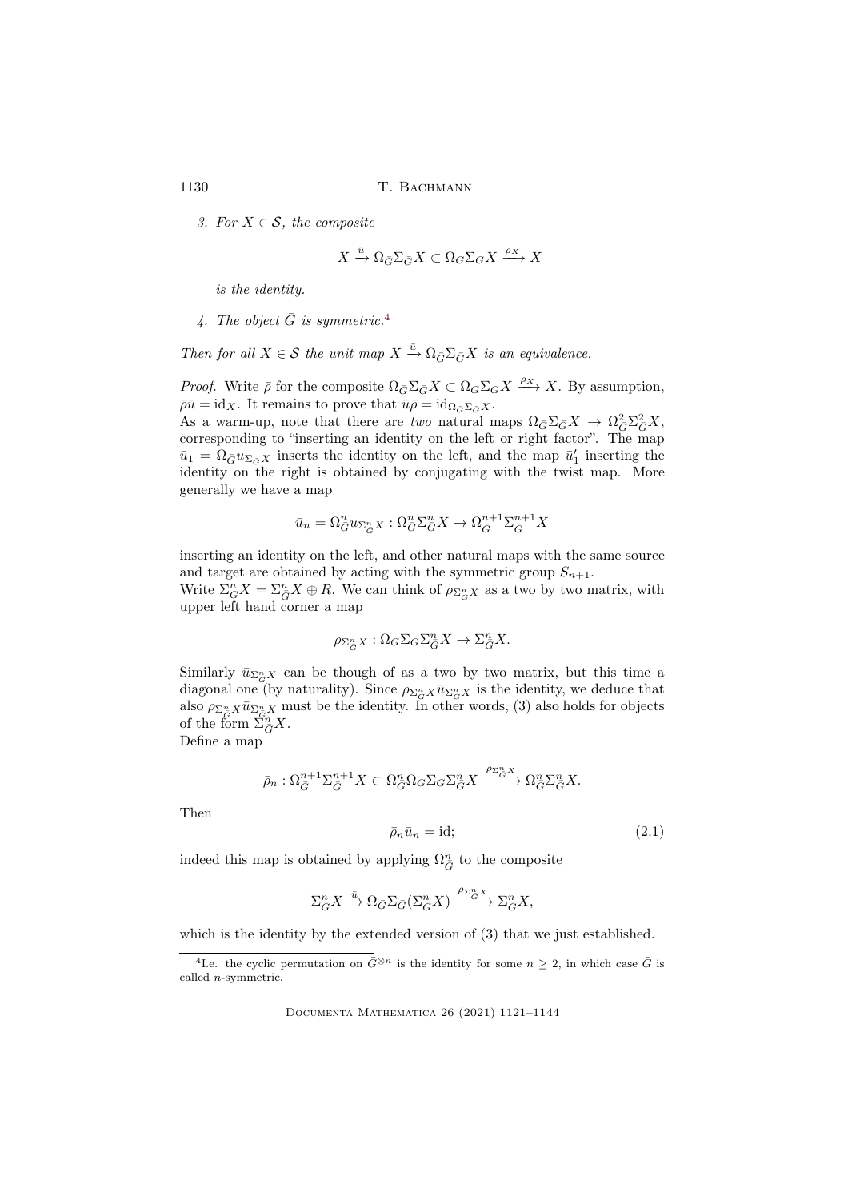3. *For $X \in \mathcal{S}$, the composite*

$$X \xrightarrow{\bar{u}} \Omega_{\bar{G}}\Sigma_{\bar{G}}X \subset \Omega_G\Sigma_G X \xrightarrow{\rho_X} X$$

*is the identity.*

4. *The object $\bar{G}$ is symmetric.*[4]

*Then for all $X \in \mathcal{S}$ the unit map $X \xrightarrow{\bar{u}} \Omega_{\bar{G}}\Sigma_{\bar{G}}X$ is an equivalence.*

*Proof.* Write $\bar{\rho}$ for the composite $\Omega_{\bar{G}}\Sigma_{\bar{G}}X \subset \Omega_G\Sigma_G X \xrightarrow{\rho_X} X$. By assumption, $\bar{\rho}\bar{u} = \mathrm{id}_X$. It remains to prove that $\bar{u}\bar{\rho} = \mathrm{id}_{\Omega_{\bar{G}}\Sigma_{\bar{G}}X}$.

As a warm-up, note that there are *two* natural maps $\Omega_{\bar{G}}\Sigma_{\bar{G}}X \to \Omega^2_{\bar{G}}\Sigma^2_{\bar{G}}X$, corresponding to "inserting an identity on the left or right factor". The map $\bar{u}_1 = \Omega_{\bar{G}}u_{\Sigma_{\bar{G}}X}$ inserts the identity on the left, and the map $\bar{u}_1'$ inserting the identity on the right is obtained by conjugating with the twist map. More generally we have a map

$$\bar{u}_n = \Omega^n_{\bar{G}}u_{\Sigma^n_{\bar{G}}X} : \Omega^n_{\bar{G}}\Sigma^n_{\bar{G}}X \to \Omega^{n+1}_{\bar{G}}\Sigma^{n+1}_{\bar{G}}X$$

inserting an identity on the left, and other natural maps with the same source and target are obtained by acting with the symmetric group $S_{n+1}$.

Write $\Sigma^n_G X = \Sigma^n_{\bar{G}}X \oplus R$. We can think of $\rho_{\Sigma^n_G X}$ as a two by two matrix, with upper left hand corner a map

$$\rho_{\Sigma^n_{\bar{G}}X} : \Omega_G\Sigma_G\Sigma^n_{\bar{G}}X \to \Sigma^n_{\bar{G}}X.$$

Similarly $\bar{u}_{\Sigma^n_G X}$ can be though of as a two by two matrix, but this time a diagonal one (by naturality). Since $\rho_{\Sigma^n_G X}\bar{u}_{\Sigma^n_G X}$ is the identity, we deduce that also $\rho_{\Sigma^n_{\bar{G}}X}\bar{u}_{\Sigma^n_{\bar{G}}X}$ must be the identity. In other words, (3) also holds for objects of the form $\Sigma^n_{\bar{G}}X$.

Define a map

$$\bar{\rho}_n : \Omega^{n+1}_{\bar{G}}\Sigma^{n+1}_{\bar{G}}X \subset \Omega^n_{\bar{G}}\Omega_G\Sigma_G\Sigma^n_{\bar{G}}X \xrightarrow{\rho_{\Sigma^n_{\bar{G}}X}} \Omega^n_{\bar{G}}\Sigma^n_{\bar{G}}X.$$

Then

$$\bar{\rho}_n\bar{u}_n = \mathrm{id}; \tag{2.1}$$

indeed this map is obtained by applying $\Omega^n_{\bar{G}}$ to the composite

$$\Sigma^n_{\bar{G}}X \xrightarrow{\bar{u}} \Omega_{\bar{G}}\Sigma_{\bar{G}}(\Sigma^n_{\bar{G}}X) \xrightarrow{\rho_{\Sigma^n_{\bar{G}}X}} \Sigma^n_{\bar{G}}X,$$

which is the identity by the extended version of (3) that we just established.

[4] I.e. the cyclic permutation on $\bar{G}^{\otimes n}$ is the identity for some $n \geq 2$, in which case $\bar{G}$ is called $n$-symmetric.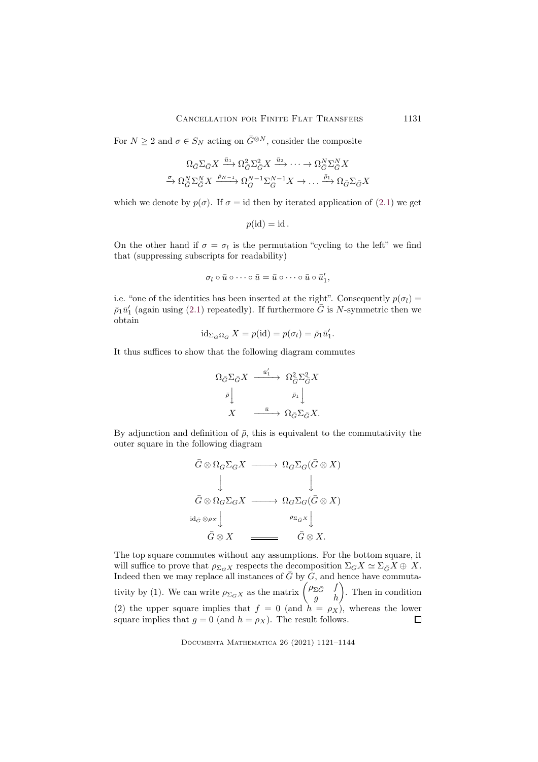For $N \geq 2$ and $\sigma \in S_N$ acting on $\bar{G}^{\otimes N}$, consider the composite

$$\Omega_{\bar{G}}\Sigma_{\bar{G}}X \xrightarrow{\bar{u}_1} \Omega^2_{\bar{G}}\Sigma^2_{\bar{G}}X \xrightarrow{\bar{u}_2} \cdots \to \Omega^N_{\bar{G}}\Sigma^N_{\bar{G}}X$$
$$\xrightarrow{\sigma} \Omega^N_{\bar{G}}\Sigma^N_{\bar{G}}X \xrightarrow{\bar{\rho}_{N-1}} \Omega^{N-1}_{\bar{G}}\Sigma^{N-1}_{\bar{G}}X \to \dots \xrightarrow{\bar{\rho}_1} \Omega_{\bar{G}}\Sigma_{\bar{G}}X$$

which we denote by $p(\sigma)$. If $\sigma = \mathrm{id}$ then by iterated application of (2.1) we get

$$p(\mathrm{id}) = \mathrm{id}\,.$$

On the other hand if $\sigma = \sigma_l$ is the permutation "cycling to the left" we find that (suppressing subscripts for readability)

$$\sigma_l \circ \bar{u} \circ \cdots \circ \bar{u} = \bar{u} \circ \cdots \circ \bar{u} \circ \bar{u}'_1,$$

i.e. "one of the identities has been inserted at the right". Consequently $p(\sigma_l) = \bar{\rho}_1 \bar{u}'_1$ (again using (2.1) repeatedly). If furthermore $\bar{G}$ is $N$-symmetric then we obtain

$$\mathrm{id}_{\Sigma_{\bar{G}}\Omega_{\bar{G}}}X = p(\mathrm{id}) = p(\sigma_l) = \bar{\rho}_1 \bar{u}'_1.$$

It thus suffices to show that the following diagram commutes

$$\begin{array}{ccc}
\Omega_{\bar{G}}\Sigma_{\bar{G}}X & \xrightarrow{\bar{u}'_1} & \Omega^2_{\bar{G}}\Sigma^2_{\bar{G}}X \\
{\scriptstyle\bar{\rho}}\downarrow & & \downarrow{\scriptstyle\bar{\rho}_1} \\
X & \xrightarrow{\bar{u}} & \Omega_{\bar{G}}\Sigma_{\bar{G}}X.
\end{array}$$

By adjunction and definition of $\bar{\rho}$, this is equivalent to the commutativity the outer square in the following diagram

$$\begin{array}{ccc}
\bar{G} \otimes \Omega_{\bar{G}}\Sigma_{\bar{G}}X & \longrightarrow & \Omega_{\bar{G}}\Sigma_{\bar{G}}(\bar{G} \otimes X) \\
\downarrow & & \downarrow \\
\bar{G} \otimes \Omega_G\Sigma_G X & \longrightarrow & \Omega_G\Sigma_G(\bar{G} \otimes X) \\
{\scriptstyle\mathrm{id}_{\bar{G}} \otimes \rho_X}\downarrow & & \downarrow{\scriptstyle\rho_{\Sigma_{\bar{G}}X}} \\
\bar{G} \otimes X & = & \bar{G} \otimes X.
\end{array}$$

The top square commutes without any assumptions. For the bottom square, it will suffice to prove that $\rho_{\Sigma_G X}$ respects the decomposition $\Sigma_G X \simeq \Sigma_{\bar{G}}X \oplus X$. Indeed then we may replace all instances of $\bar{G}$ by $G$, and hence have commutativity by (1). We can write $\rho_{\Sigma_G X}$ as the matrix $\begin{pmatrix} \rho_{\Sigma\bar{G}} & f \\ g & h \end{pmatrix}$. Then in condition (2) the upper square implies that $f = 0$ (and $h = \rho_X$), whereas the lower square implies that $g = 0$ (and $h = \rho_X$). The result follows. $\square$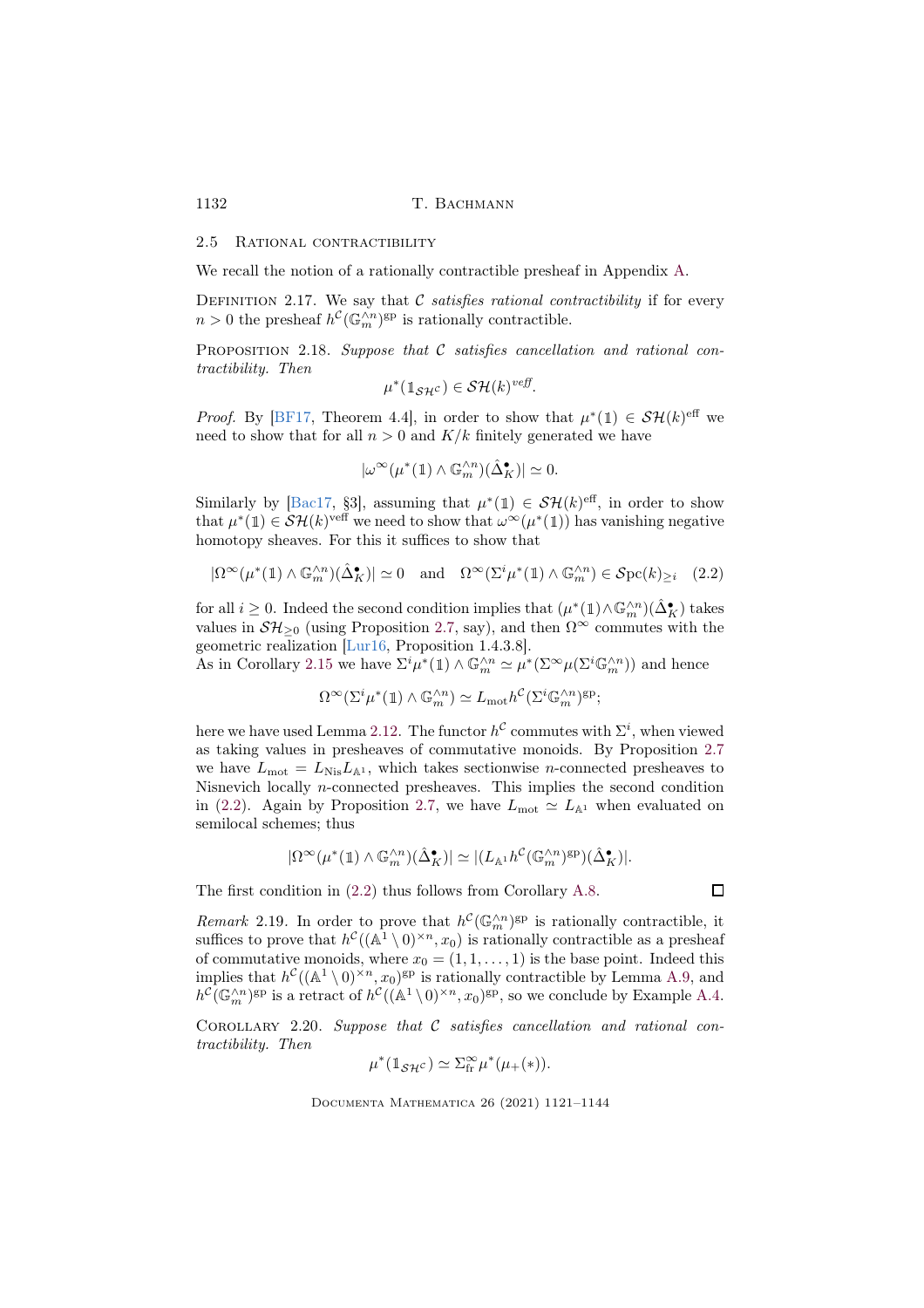### 2.5 Rational contractibility

We recall the notion of a rationally contractible presheaf in Appendix A.

Definition 2.17. We say that $\mathcal{C}$ *satisfies rational contractibility* if for every $n > 0$ the presheaf $h^{\mathcal{C}}(\mathbb{G}_m^{\wedge n})^{\mathrm{gp}}$ is rationally contractible.

Proposition 2.18. *Suppose that $\mathcal{C}$ satisfies cancellation and rational contractibility. Then*

$$\mu^*(\mathbb{1}_{\mathcal{SH}^{\mathcal{C}}}) \in \mathcal{SH}(k)^{\mathit{veff}}.$$

*Proof.* By [BF17, Theorem 4.4], in order to show that $\mu^*(\mathbb{1}) \in \mathcal{SH}(k)^{\mathrm{eff}}$ we need to show that for all $n > 0$ and $K/k$ finitely generated we have

$$|\omega^\infty(\mu^*(\mathbb{1}) \wedge \mathbb{G}_m^{\wedge n})(\hat{\Delta}^\bullet_K)| \simeq 0.$$

Similarly by [Bac17, §3], assuming that $\mu^*(\mathbb{1}) \in \mathcal{SH}(k)^{\mathrm{eff}}$, in order to show that $\mu^*(\mathbb{1}) \in \mathcal{SH}(k)^{\mathrm{veff}}$ we need to show that $\omega^\infty(\mu^*(\mathbb{1}))$ has vanishing negative homotopy sheaves. For this it suffices to show that

$$|\Omega^\infty(\mu^*(\mathbb{1}) \wedge \mathbb{G}_m^{\wedge n})(\hat{\Delta}^\bullet_K)| \simeq 0 \quad \text{and} \quad \Omega^\infty(\Sigma^i \mu^*(\mathbb{1}) \wedge \mathbb{G}_m^{\wedge n}) \in \mathcal{S}\mathrm{pc}(k)_{\geq i} \quad (2.2)$$

for all $i \geq 0$. Indeed the second condition implies that $(\mu^*(\mathbb{1}) \wedge \mathbb{G}_m^{\wedge n})(\hat{\Delta}^\bullet_K)$ takes values in $\mathcal{SH}_{\geq 0}$ (using Proposition 2.7, say), and then $\Omega^\infty$ commutes with the geometric realization [Lur16, Proposition 1.4.3.8].

As in Corollary 2.15 we have $\Sigma^i \mu^*(\mathbb{1}) \wedge \mathbb{G}_m^{\wedge n} \simeq \mu^*(\Sigma^\infty \mu(\Sigma^i \mathbb{G}_m^{\wedge n}))$ and hence

$$\Omega^\infty(\Sigma^i \mu^*(\mathbb{1}) \wedge \mathbb{G}_m^{\wedge n}) \simeq L_{\mathrm{mot}} h^{\mathcal{C}}(\Sigma^i \mathbb{G}_m^{\wedge n})^{\mathrm{gp}};$$

here we have used Lemma 2.12. The functor $h^{\mathcal{C}}$ commutes with $\Sigma^i$, when viewed as taking values in presheaves of commutative monoids. By Proposition 2.7 we have $L_{\mathrm{mot}} = L_{\mathrm{Nis}} L_{\mathbb{A}^1}$, which takes sectionwise $n$-connected presheaves to Nisnevich locally $n$-connected presheaves. This implies the second condition in (2.2). Again by Proposition 2.7, we have $L_{\mathrm{mot}} \simeq L_{\mathbb{A}^1}$ when evaluated on semilocal schemes; thus

$$|\Omega^\infty(\mu^*(\mathbb{1}) \wedge \mathbb{G}_m^{\wedge n})(\hat{\Delta}^\bullet_K)| \simeq |(L_{\mathbb{A}^1} h^{\mathcal{C}}(\mathbb{G}_m^{\wedge n})^{\mathrm{gp}})(\hat{\Delta}^\bullet_K)|.$$

The first condition in (2.2) thus follows from Corollary A.8. $\square$

*Remark* 2.19. In order to prove that $h^{\mathcal{C}}(\mathbb{G}_m^{\wedge n})^{\mathrm{gp}}$ is rationally contractible, it suffices to prove that $h^{\mathcal{C}}((\mathbb{A}^1 \setminus 0)^{\times n}, x_0)$ is rationally contractible as a presheaf of commutative monoids, where $x_0 = (1, 1, \ldots, 1)$ is the base point. Indeed this implies that $h^{\mathcal{C}}((\mathbb{A}^1 \setminus 0)^{\times n}, x_0)^{\mathrm{gp}}$ is rationally contractible by Lemma A.9, and $h^{\mathcal{C}}(\mathbb{G}_m^{\wedge n})^{\mathrm{gp}}$ is a retract of $h^{\mathcal{C}}((\mathbb{A}^1 \setminus 0)^{\times n}, x_0)^{\mathrm{gp}}$, so we conclude by Example A.4.

Corollary 2.20. *Suppose that $\mathcal{C}$ satisfies cancellation and rational contractibility. Then*

$$\mu^*(\mathbb{1}_{\mathcal{SH}^{\mathcal{C}}}) \simeq \Sigma^\infty_{\mathrm{fr}} \mu^*(\mu_+(*)).$$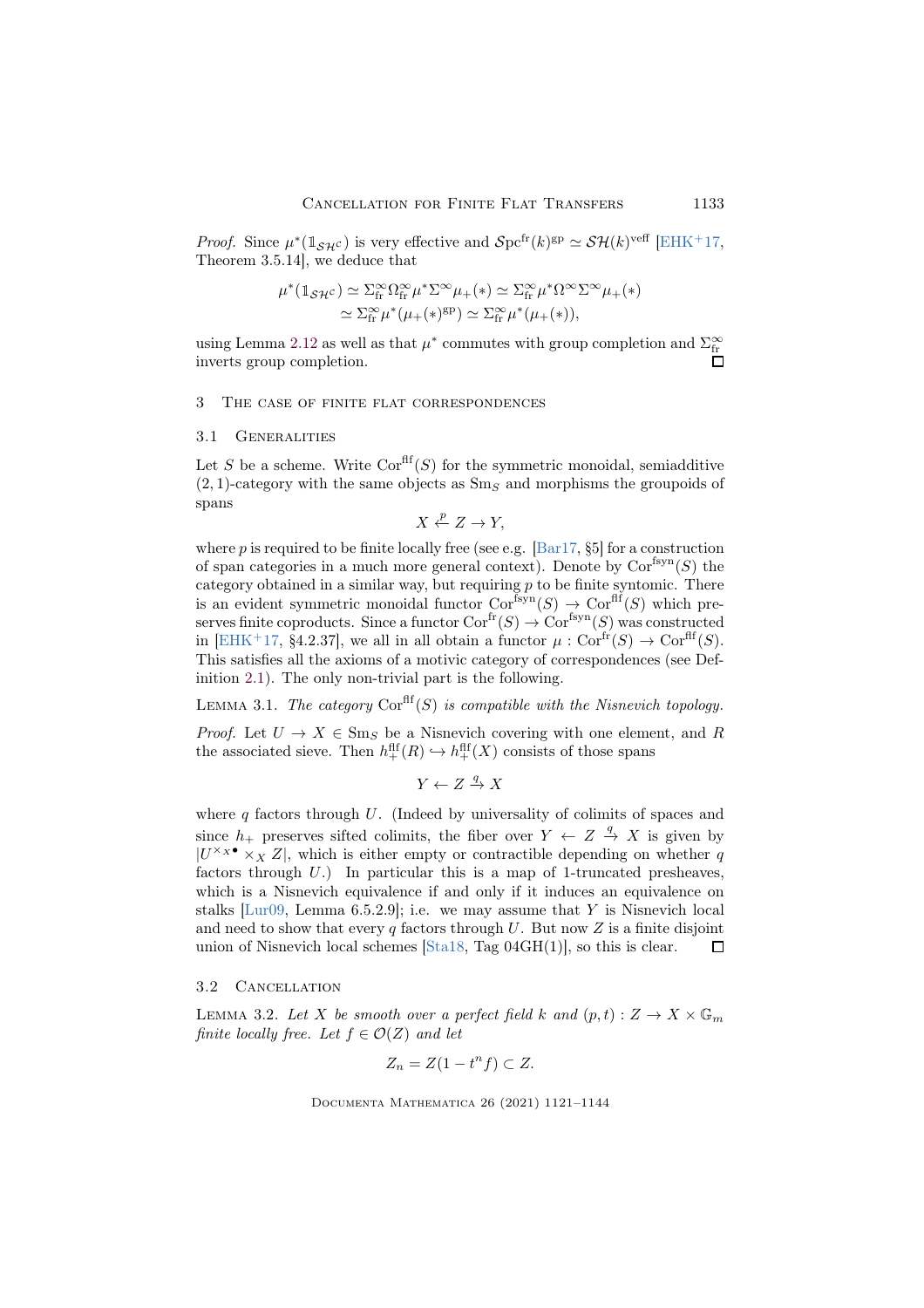*Proof.* Since $\mu^*(\mathbb{1}_{\mathcal{SH}^c})$ is very effective and $\mathcal{S}\mathrm{pc}^{\mathrm{fr}}(k)^{\mathrm{gp}} \simeq \mathcal{SH}(k)^{\mathrm{veff}}$ [EHK+17, Theorem 3.5.14], we deduce that

$$\mu^*(\mathbb{1}_{\mathcal{SH}^c}) \simeq \Sigma^\infty_{\mathrm{fr}}\Omega^\infty_{\mathrm{fr}}\mu^*\Sigma^\infty\mu_+(*) \simeq \Sigma^\infty_{\mathrm{fr}}\mu^*\Omega^\infty\Sigma^\infty\mu_+(*)$$
$$\simeq \Sigma^\infty_{\mathrm{fr}}\mu^*(\mu_+(*)^{\mathrm{gp}}) \simeq \Sigma^\infty_{\mathrm{fr}}\mu^*(\mu_+(*)),$$

using Lemma 2.12 as well as that $\mu^*$ commutes with group completion and $\Sigma^\infty_{\mathrm{fr}}$ inverts group completion. ◻

## 3 The case of finite flat correspondences

### 3.1 Generalities

Let $S$ be a scheme. Write $\mathrm{Cor}^{\mathrm{flf}}(S)$ for the symmetric monoidal, semiadditive $(2,1)$-category with the same objects as $\mathrm{Sm}_S$ and morphisms the groupoids of spans

$$X \xleftarrow{p} Z \to Y,$$

where $p$ is required to be finite locally free (see e.g. [Bar17, §5] for a construction of span categories in a much more general context). Denote by $\mathrm{Cor}^{\mathrm{fsyn}}(S)$ the category obtained in a similar way, but requiring $p$ to be finite syntomic. There is an evident symmetric monoidal functor $\mathrm{Cor}^{\mathrm{fsyn}}(S) \to \mathrm{Cor}^{\mathrm{flf}}(S)$ which preserves finite coproducts. Since a functor $\mathrm{Cor}^{\mathrm{fr}}(S) \to \mathrm{Cor}^{\mathrm{fsyn}}(S)$ was constructed in [EHK+17, §4.2.37], we all in all obtain a functor $\mu : \mathrm{Cor}^{\mathrm{fr}}(S) \to \mathrm{Cor}^{\mathrm{flf}}(S)$. This satisfies all the axioms of a motivic category of correspondences (see Definition 2.1). The only non-trivial part is the following.

Lemma 3.1. *The category $\mathrm{Cor}^{\mathrm{flf}}(S)$ is compatible with the Nisnevich topology.*

*Proof.* Let $U \to X \in \mathrm{Sm}_S$ be a Nisnevich covering with one element, and $R$ the associated sieve. Then $h^{\mathrm{flf}}_+(R) \hookrightarrow h^{\mathrm{flf}}_+(X)$ consists of those spans

$$Y \leftarrow Z \xrightarrow{q} X$$

where $q$ factors through $U$. (Indeed by universality of colimits of spaces and since $h_+$ preserves sifted colimits, the fiber over $Y \leftarrow Z \xrightarrow{q} X$ is given by $|U^{\times_X \bullet} \times_X Z|$, which is either empty or contractible depending on whether $q$ factors through $U$.) In particular this is a map of 1-truncated presheaves, which is a Nisnevich equivalence if and only if it induces an equivalence on stalks [Lur09, Lemma 6.5.2.9]; i.e. we may assume that $Y$ is Nisnevich local and need to show that every $q$ factors through $U$. But now $Z$ is a finite disjoint union of Nisnevich local schemes [Sta18, Tag 04GH(1)], so this is clear. ◻

### 3.2 Cancellation

Lemma 3.2. *Let $X$ be smooth over a perfect field $k$ and $(p,t) : Z \to X \times \mathbb{G}_m$ finite locally free. Let $f \in \mathcal{O}(Z)$ and let*

$$Z_n = Z(1 - t^n f) \subset Z.$$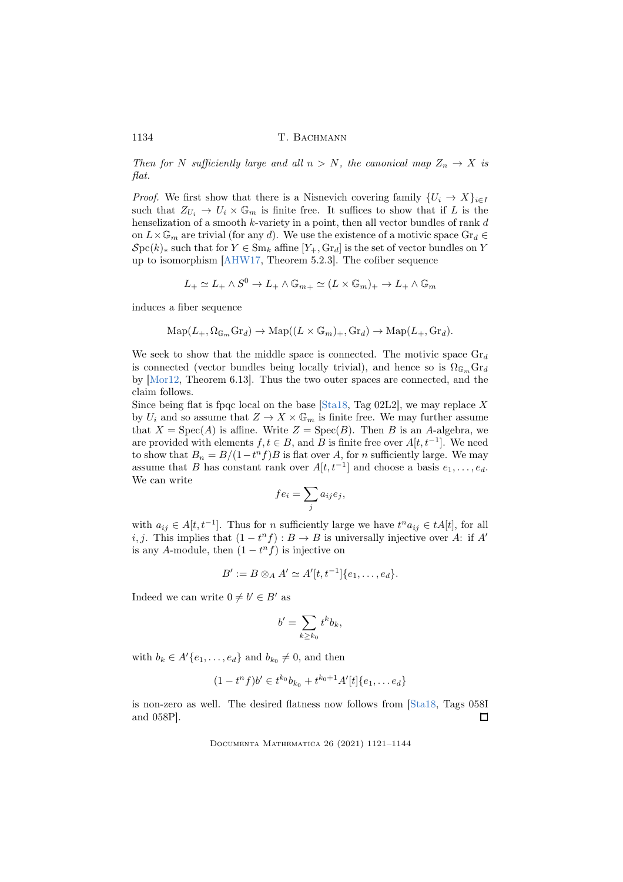*Then for $N$ sufficiently large and all $n > N$, the canonical map $Z_n \to X$ is flat.*

*Proof.* We first show that there is a Nisnevich covering family $\{U_i \to X\}_{i \in I}$ such that $Z_{U_i} \to U_i \times \mathbb{G}_m$ is finite free. It suffices to show that if $L$ is the henselization of a smooth $k$-variety in a point, then all vector bundles of rank $d$ on $L \times \mathbb{G}_m$ are trivial (for any $d$). We use the existence of a motivic space $\mathrm{Gr}_d \in \mathcal{S}\mathrm{pc}(k)_*$ such that for $Y \in \mathrm{Sm}_k$ affine $[Y_+, \mathrm{Gr}_d]$ is the set of vector bundles on $Y$ up to isomorphism [AHW17, Theorem 5.2.3]. The cofiber sequence

$$L_+ \simeq L_+ \wedge S^0 \to L_+ \wedge \mathbb{G}_{m+} \simeq (L \times \mathbb{G}_m)_+ \to L_+ \wedge \mathbb{G}_m$$

induces a fiber sequence

$$\mathrm{Map}(L_+, \Omega_{\mathbb{G}_m} \mathrm{Gr}_d) \to \mathrm{Map}((L \times \mathbb{G}_m)_+, \mathrm{Gr}_d) \to \mathrm{Map}(L_+, \mathrm{Gr}_d).$$

We seek to show that the middle space is connected. The motivic space $\mathrm{Gr}_d$ is connected (vector bundles being locally trivial), and hence so is $\Omega_{\mathbb{G}_m} \mathrm{Gr}_d$ by [Mor12, Theorem 6.13]. Thus the two outer spaces are connected, and the claim follows.

Since being flat is fpqc local on the base [Sta18, Tag 02L2], we may replace $X$ by $U_i$ and so assume that $Z \to X \times \mathbb{G}_m$ is finite free. We may further assume that $X = \mathrm{Spec}(A)$ is affine. Write $Z = \mathrm{Spec}(B)$. Then $B$ is an $A$-algebra, we are provided with elements $f, t \in B$, and $B$ is finite free over $A[t, t^{-1}]$. We need to show that $B_n = B/(1 - t^n f)B$ is flat over $A$, for $n$ sufficiently large. We may assume that $B$ has constant rank over $A[t, t^{-1}]$ and choose a basis $e_1, \ldots, e_d$. We can write

$$f e_i = \sum_j a_{ij} e_j,$$

with $a_{ij} \in A[t, t^{-1}]$. Thus for $n$ sufficiently large we have $t^n a_{ij} \in tA[t]$, for all $i, j$. This implies that $(1 - t^n f) : B \to B$ is universally injective over $A$: if $A'$ is any $A$-module, then $(1 - t^n f)$ is injective on

$$B' := B \otimes_A A' \simeq A'[t, t^{-1}]\{e_1, \ldots, e_d\}.$$

Indeed we can write $0 \neq b' \in B'$ as

$$b' = \sum_{k \geq k_0} t^k b_k,$$

with $b_k \in A'\{e_1, \ldots, e_d\}$ and $b_{k_0} \neq 0$, and then

$$(1 - t^n f) b' \in t^{k_0} b_{k_0} + t^{k_0 + 1} A'[t]\{e_1, \ldots e_d\}$$

is non-zero as well. The desired flatness now follows from [Sta18, Tags 058I and 058P]. ∎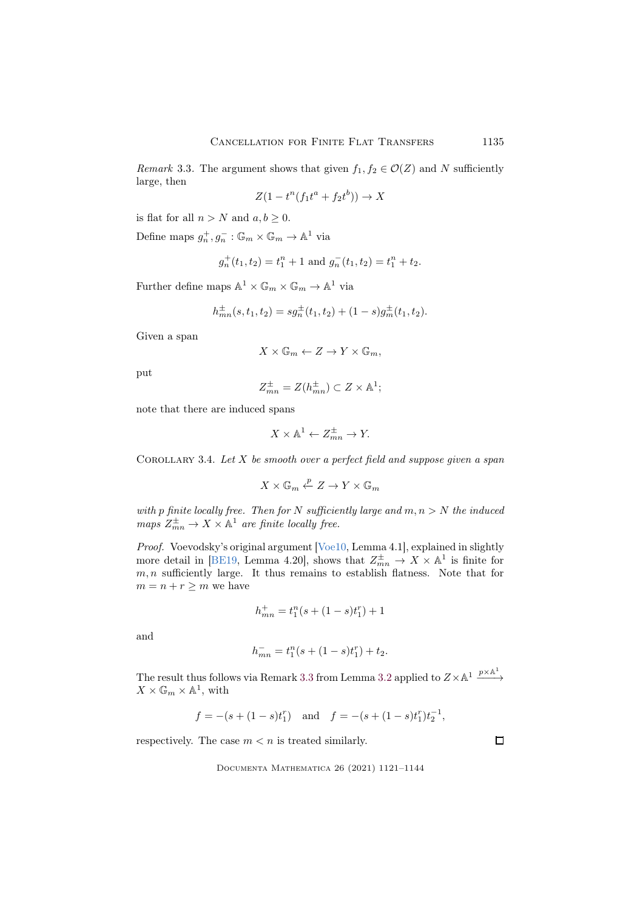*Remark* 3.3. The argument shows that given $f_1, f_2 \in \mathcal{O}(Z)$ and $N$ sufficiently large, then

$$Z(1 - t^n(f_1 t^a + f_2 t^b)) \to X$$

is flat for all $n > N$ and $a, b \geq 0$.

Define maps $g_n^+, g_n^- : \mathbb{G}_m \times \mathbb{G}_m \to \mathbb{A}^1$ via

$$g_n^+(t_1, t_2) = t_1^n + 1 \text{ and } g_n^-(t_1, t_2) = t_1^n + t_2.$$

Further define maps $\mathbb{A}^1 \times \mathbb{G}_m \times \mathbb{G}_m \to \mathbb{A}^1$ via

$$h_{mn}^\pm(s, t_1, t_2) = s g_n^\pm(t_1, t_2) + (1 - s) g_m^\pm(t_1, t_2).$$

Given a span

$$X \times \mathbb{G}_m \leftarrow Z \to Y \times \mathbb{G}_m,$$

put

$$Z_{mn}^\pm = Z(h_{mn}^\pm) \subset Z \times \mathbb{A}^1;$$

note that there are induced spans

$$X \times \mathbb{A}^1 \leftarrow Z_{mn}^\pm \to Y.$$

Corollary 3.4. *Let $X$ be smooth over a perfect field and suppose given a span*

$$X \times \mathbb{G}_m \xleftarrow{p} Z \to Y \times \mathbb{G}_m$$

*with $p$ finite locally free. Then for $N$ sufficiently large and $m, n > N$ the induced maps $Z_{mn}^\pm \to X \times \mathbb{A}^1$ are finite locally free.*

*Proof.* Voevodsky's original argument [Voe10, Lemma 4.1], explained in slightly more detail in [BE19, Lemma 4.20], shows that $Z_{mn}^\pm \to X \times \mathbb{A}^1$ is finite for $m, n$ sufficiently large. It thus remains to establish flatness. Note that for $m = n + r \geq m$ we have

$$h_{mn}^+ = t_1^n(s + (1 - s)t_1^r) + 1$$

and

$$h_{mn}^- = t_1^n(s + (1 - s)t_1^r) + t_2.$$

The result thus follows via Remark 3.3 from Lemma 3.2 applied to $Z \times \mathbb{A}^1 \xrightarrow{p \times \mathbb{A}^1} X \times \mathbb{G}_m \times \mathbb{A}^1$, with

$$f = -(s + (1 - s)t_1^r) \quad \text{and} \quad f = -(s + (1 - s)t_1^r)t_2^{-1},$$

respectively. The case $m < n$ is treated similarly. □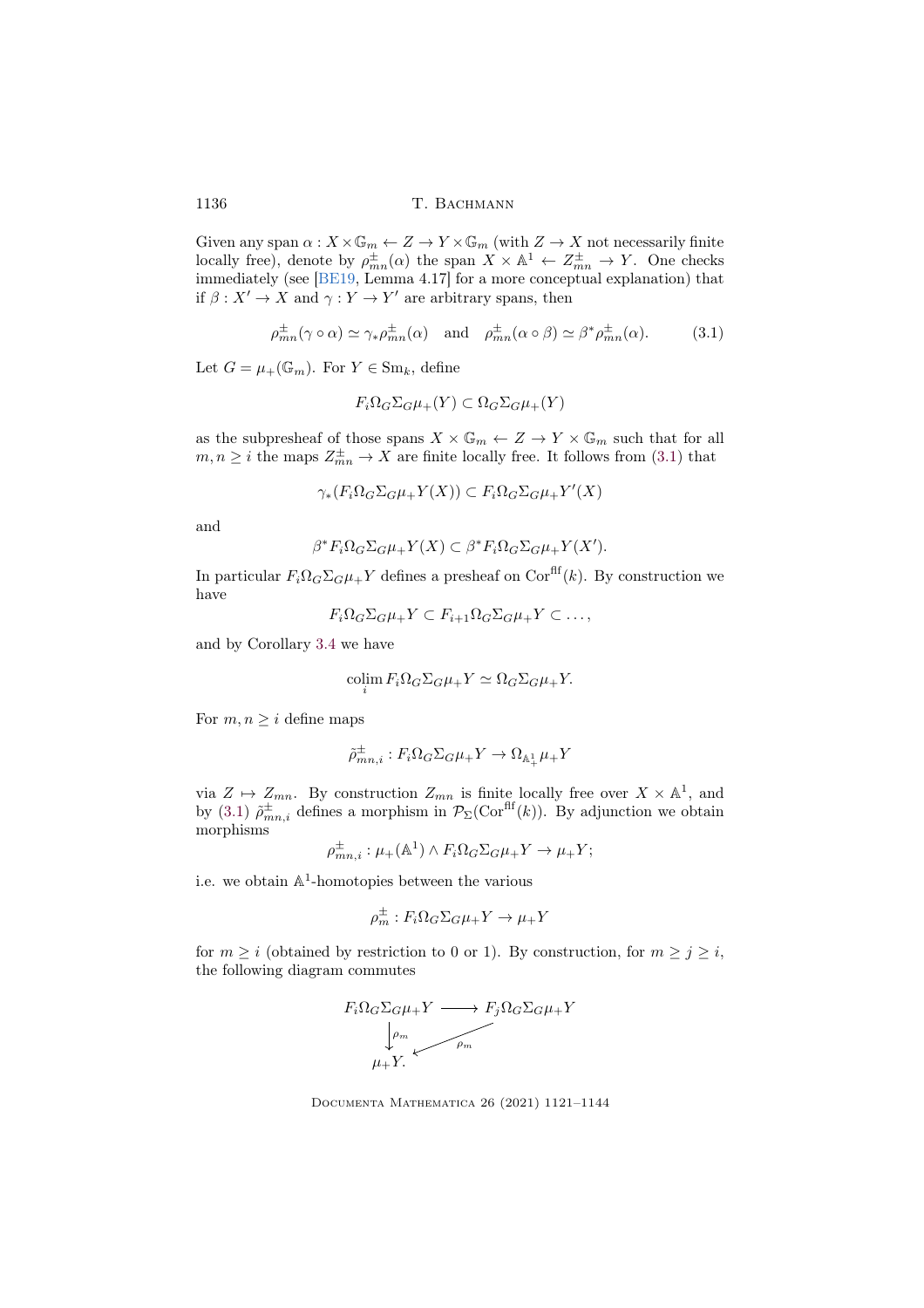Given any span $\alpha : X \times \mathbb{G}_m \leftarrow Z \to Y \times \mathbb{G}_m$ (with $Z \to X$ not necessarily finite locally free), denote by $\rho^{\pm}_{mn}(\alpha)$ the span $X \times \mathbb{A}^1 \leftarrow Z^{\pm}_{mn} \to Y$. One checks immediately (see [BE19, Lemma 4.17] for a more conceptual explanation) that if $\beta : X' \to X$ and $\gamma : Y \to Y'$ are arbitrary spans, then

$$\rho^{\pm}_{mn}(\gamma \circ \alpha) \simeq \gamma_* \rho^{\pm}_{mn}(\alpha) \quad \text{and} \quad \rho^{\pm}_{mn}(\alpha \circ \beta) \simeq \beta^* \rho^{\pm}_{mn}(\alpha). \tag{3.1}$$

Let $G = \mu_+(\mathbb{G}_m)$. For $Y \in \mathrm{Sm}_k$, define

$$F_i \Omega_G \Sigma_G \mu_+(Y) \subset \Omega_G \Sigma_G \mu_+(Y)$$

as the subpresheaf of those spans $X \times \mathbb{G}_m \leftarrow Z \to Y \times \mathbb{G}_m$ such that for all $m, n \geq i$ the maps $Z^{\pm}_{mn} \to X$ are finite locally free. It follows from (3.1) that

$$\gamma_*(F_i \Omega_G \Sigma_G \mu_+ Y(X)) \subset F_i \Omega_G \Sigma_G \mu_+ Y'(X)$$

and

$$\beta^* F_i \Omega_G \Sigma_G \mu_+ Y(X) \subset \beta^* F_i \Omega_G \Sigma_G \mu_+ Y(X').$$

In particular $F_i \Omega_G \Sigma_G \mu_+ Y$ defines a presheaf on $\mathrm{Cor}^{\mathrm{flf}}(k)$. By construction we have

$$F_i \Omega_G \Sigma_G \mu_+ Y \subset F_{i+1} \Omega_G \Sigma_G \mu_+ Y \subset \ldots,$$

and by Corollary 3.4 we have

$$\operatorname*{colim}_i F_i \Omega_G \Sigma_G \mu_+ Y \simeq \Omega_G \Sigma_G \mu_+ Y.$$

For $m, n \geq i$ define maps

$$\tilde{\rho}^{\pm}_{mn,i} : F_i \Omega_G \Sigma_G \mu_+ Y \to \Omega_{\mathbb{A}^1_+} \mu_+ Y$$

via $Z \mapsto Z_{mn}$. By construction $Z_{mn}$ is finite locally free over $X \times \mathbb{A}^1$, and by (3.1) $\tilde{\rho}^{\pm}_{mn,i}$ defines a morphism in $\mathcal{P}_\Sigma(\mathrm{Cor}^{\mathrm{flf}}(k))$. By adjunction we obtain morphisms

$$\rho^{\pm}_{mn,i} : \mu_+(\mathbb{A}^1) \wedge F_i \Omega_G \Sigma_G \mu_+ Y \to \mu_+ Y;$$

i.e. we obtain $\mathbb{A}^1$-homotopies between the various

$$\rho^{\pm}_m : F_i \Omega_G \Sigma_G \mu_+ Y \to \mu_+ Y$$

for $m \geq i$ (obtained by restriction to 0 or 1). By construction, for $m \geq j \geq i$, the following diagram commutes

$$\begin{array}{ccc} F_i \Omega_G \Sigma_G \mu_+ Y & \longrightarrow & F_j \Omega_G \Sigma_G \mu_+ Y \\ \downarrow{\scriptstyle \rho_m} & \swarrow{\scriptstyle \rho_m} & \\ \mu_+ Y. & & \end{array}$$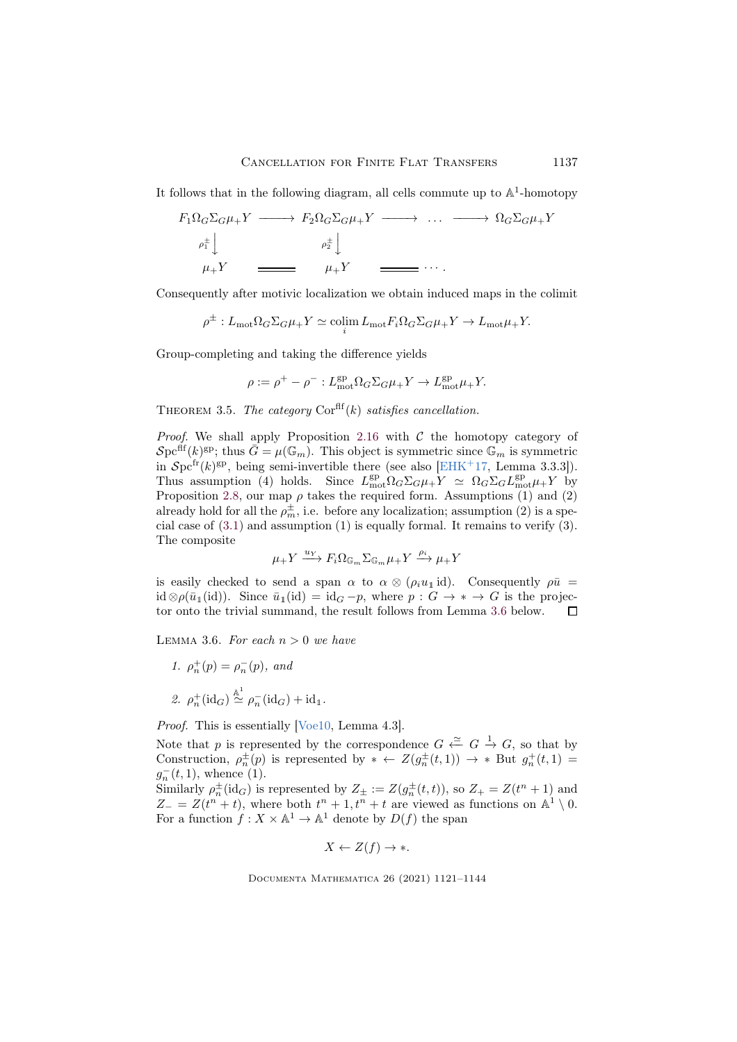It follows that in the following diagram, all cells commute up to $\mathbb{A}^1$-homotopy

$$\begin{array}{ccccccc}
F_1\Omega_G\Sigma_G\mu_+Y & \longrightarrow & F_2\Omega_G\Sigma_G\mu_+Y & \longrightarrow & \dots & \longrightarrow & \Omega_G\Sigma_G\mu_+Y \\
\downarrow{\scriptstyle \rho_1^\pm} & & \downarrow{\scriptstyle \rho_2^\pm} & & & & \\
\mu_+Y & = & \mu_+Y & = & \cdots . & &
\end{array}$$

Consequently after motivic localization we obtain induced maps in the colimit

$$\rho^\pm : L_{\mathrm{mot}}\Omega_G\Sigma_G\mu_+Y \simeq \operatorname*{colim}_i L_{\mathrm{mot}}F_i\Omega_G\Sigma_G\mu_+Y \to L_{\mathrm{mot}}\mu_+Y.$$

Group-completing and taking the difference yields

$$\rho := \rho^+ - \rho^- : L_{\mathrm{mot}}^{\mathrm{gp}}\Omega_G\Sigma_G\mu_+Y \to L_{\mathrm{mot}}^{\mathrm{gp}}\mu_+Y.$$

Theorem 3.5. *The category* $\mathrm{Cor}^{\mathrm{flf}}(k)$ *satisfies cancellation.*

*Proof.* We shall apply Proposition 2.16 with $\mathcal{C}$ the homotopy category of $\mathcal{S}\mathrm{pc}^{\mathrm{flf}}(k)^{\mathrm{gp}}$; thus $\bar{G} = \mu(\mathbb{G}_m)$. This object is symmetric since $\mathbb{G}_m$ is symmetric in $\mathcal{S}\mathrm{pc}^{\mathrm{fr}}(k)^{\mathrm{gp}}$, being semi-invertible there (see also [EHK+17, Lemma 3.3.3]). Thus assumption (4) holds. Since $L_{\mathrm{mot}}^{\mathrm{gp}}\Omega_G\Sigma_G\mu_+Y \simeq \Omega_G\Sigma_G L_{\mathrm{mot}}^{\mathrm{gp}}\mu_+Y$ by Proposition 2.8, our map $\rho$ takes the required form. Assumptions (1) and (2) already hold for all the $\rho_m^\pm$, i.e. before any localization; assumption (2) is a special case of (3.1) and assumption (1) is equally formal. It remains to verify (3). The composite

$$\mu_+Y \xrightarrow{u_Y} F_i\Omega_{\mathbb{G}_m}\Sigma_{\mathbb{G}_m}\mu_+Y \xrightarrow{\rho_i} \mu_+Y$$

is easily checked to send a span $\alpha$ to $\alpha \otimes (\rho_i u_{\mathbb{1}}\,\mathrm{id})$. Consequently $\rho\bar{u} = \mathrm{id} \otimes \rho(\bar{u}_{\mathbb{1}}(\mathrm{id}))$. Since $\bar{u}_{\mathbb{1}}(\mathrm{id}) = \mathrm{id}_G - p$, where $p : G \to * \to G$ is the projector onto the trivial summand, the result follows from Lemma 3.6 below. $\square$

Lemma 3.6. *For each* $n > 0$ *we have*

1. $\rho_n^+(p) = \rho_n^-(p)$, *and*
2. $\rho_n^+(\mathrm{id}_G) \overset{\mathbb{A}^1}{\simeq} \rho_n^-(\mathrm{id}_G) + \mathrm{id}_{\mathbb{1}}$.

*Proof.* This is essentially [Voe10, Lemma 4.3].

Note that $p$ is represented by the correspondence $G \xleftarrow{\simeq} G \xrightarrow{1} G$, so that by Construction, $\rho_n^\pm(p)$ is represented by $* \leftarrow Z(g_n^\pm(t,1)) \to *$ But $g_n^+(t,1) = g_n^-(t,1)$, whence (1).

Similarly $\rho_n^\pm(\mathrm{id}_G)$ is represented by $Z_\pm := Z(g_n^\pm(t,t))$, so $Z_+ = Z(t^n+1)$ and $Z_- = Z(t^n+t)$, where both $t^n+1, t^n+t$ are viewed as functions on $\mathbb{A}^1 \setminus 0$. For a function $f : X \times \mathbb{A}^1 \to \mathbb{A}^1$ denote by $D(f)$ the span

$$X \leftarrow Z(f) \to *.$$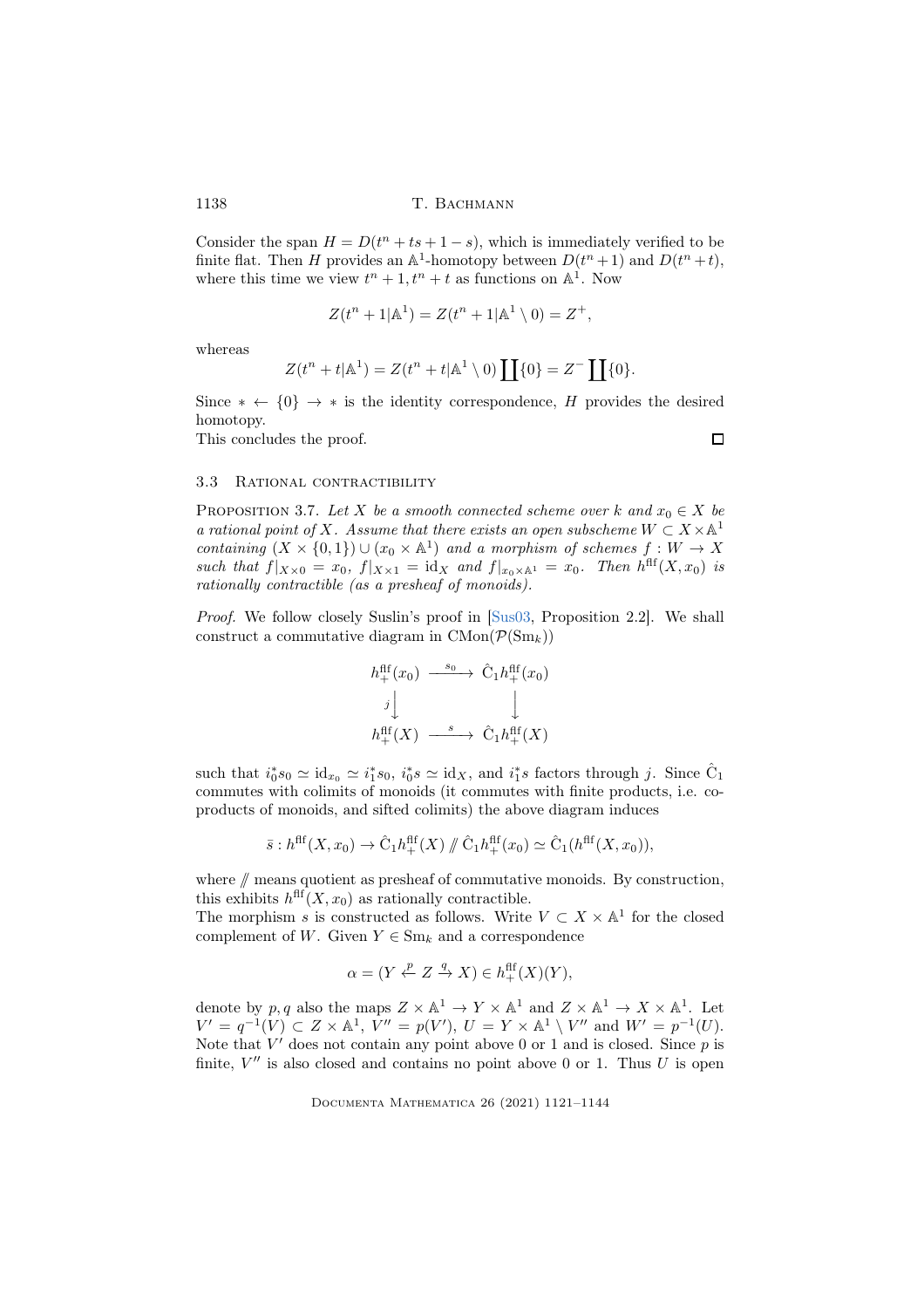Consider the span $H = D(t^n + ts + 1 - s)$, which is immediately verified to be finite flat. Then $H$ provides an $\mathbb{A}^1$-homotopy between $D(t^n+1)$ and $D(t^n+t)$, where this time we view $t^n+1, t^n+t$ as functions on $\mathbb{A}^1$. Now

$$Z(t^n + 1|\mathbb{A}^1) = Z(t^n + 1|\mathbb{A}^1 \setminus 0) = Z^+,$$

whereas

$$Z(t^n + t|\mathbb{A}^1) = Z(t^n + t|\mathbb{A}^1 \setminus 0) \coprod \{0\} = Z^- \coprod \{0\}.$$

Since $* \leftarrow \{0\} \rightarrow *$ is the identity correspondence, $H$ provides the desired homotopy.

This concludes the proof. $\square$

### 3.3 Rational contractibility

**Proposition 3.7.** *Let $X$ be a smooth connected scheme over $k$ and $x_0 \in X$ be a rational point of $X$. Assume that there exists an open subscheme $W \subset X \times \mathbb{A}^1$ containing $(X \times \{0,1\}) \cup (x_0 \times \mathbb{A}^1)$ and a morphism of schemes $f : W \to X$ such that $f|_{X\times 0} = x_0$, $f|_{X\times 1} = \mathrm{id}_X$ and $f|_{x_0\times\mathbb{A}^1} = x_0$. Then $h^{\mathrm{flf}}(X, x_0)$ is rationally contractible (as a presheaf of monoids).*

*Proof.* We follow closely Suslin's proof in [Sus03, Proposition 2.2]. We shall construct a commutative diagram in $\mathrm{CMon}(\mathcal{P}(\mathrm{Sm}_k))$

$$\begin{array}{ccc} h^{\mathrm{flf}}_+(x_0) & \xrightarrow{s_0} & \hat{\mathrm{C}}_1 h^{\mathrm{flf}}_+(x_0) \\ {\scriptstyle j}\downarrow & & \downarrow \\ h^{\mathrm{flf}}_+(X) & \xrightarrow{s} & \hat{\mathrm{C}}_1 h^{\mathrm{flf}}_+(X) \end{array}$$

such that $i_0^* s_0 \simeq \mathrm{id}_{x_0} \simeq i_1^* s_0$, $i_0^* s \simeq \mathrm{id}_X$, and $i_1^* s$ factors through $j$. Since $\hat{\mathrm{C}}_1$ commutes with colimits of monoids (it commutes with finite products, i.e. coproducts of monoids, and sifted colimits) the above diagram induces

$$\bar{s} : h^{\mathrm{flf}}(X, x_0) \to \hat{\mathrm{C}}_1 h^{\mathrm{flf}}_+(X) /\!\!/ \hat{\mathrm{C}}_1 h^{\mathrm{flf}}_+(x_0) \simeq \hat{\mathrm{C}}_1(h^{\mathrm{flf}}(X, x_0)),$$

where $/\!\!/$ means quotient as presheaf of commutative monoids. By construction, this exhibits $h^{\mathrm{flf}}(X, x_0)$ as rationally contractible.

The morphism $s$ is constructed as follows. Write $V \subset X \times \mathbb{A}^1$ for the closed complement of $W$. Given $Y \in \mathrm{Sm}_k$ and a correspondence

$$\alpha = (Y \xleftarrow{p} Z \xrightarrow{q} X) \in h^{\mathrm{flf}}_+(X)(Y),$$

denote by $p, q$ also the maps $Z \times \mathbb{A}^1 \to Y \times \mathbb{A}^1$ and $Z \times \mathbb{A}^1 \to X \times \mathbb{A}^1$. Let $V' = q^{-1}(V) \subset Z \times \mathbb{A}^1$, $V'' = p(V')$, $U = Y \times \mathbb{A}^1 \setminus V''$ and $W' = p^{-1}(U)$. Note that $V'$ does not contain any point above $0$ or $1$ and is closed. Since $p$ is finite, $V''$ is also closed and contains no point above $0$ or $1$. Thus $U$ is open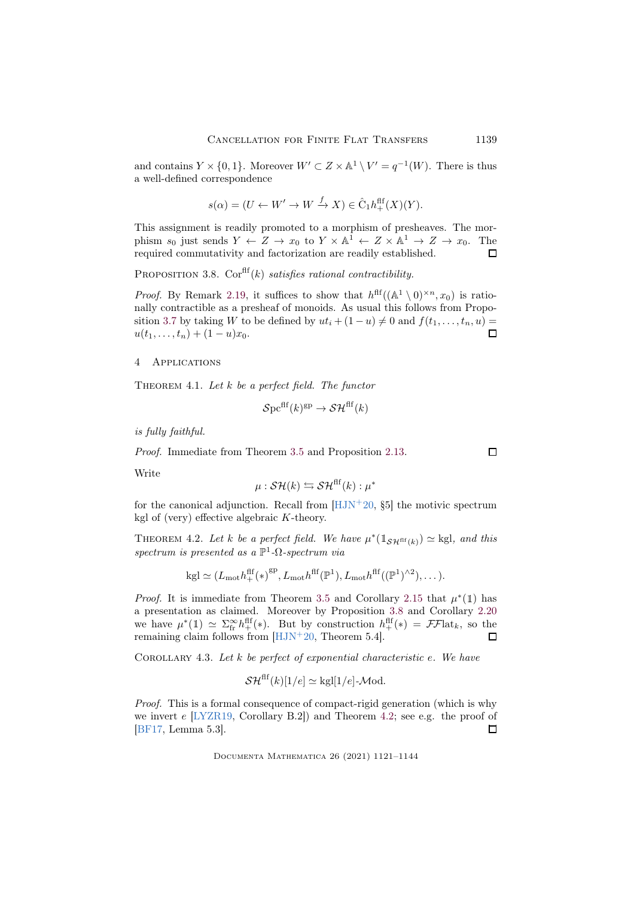and contains $Y \times \{0,1\}$. Moreover $W' \subset Z \times \mathbb{A}^1 \setminus V' = q^{-1}(W)$. There is thus a well-defined correspondence

$$s(\alpha) = (U \leftarrow W' \to W \xrightarrow{f} X) \in \hat{\mathrm{C}}_1 h_+^{\mathrm{flf}}(X)(Y).$$

This assignment is readily promoted to a morphism of presheaves. The morphism $s_0$ just sends $Y \leftarrow Z \to x_0$ to $Y \times \mathbb{A}^1 \leftarrow Z \times \mathbb{A}^1 \to Z \to x_0$. The required commutativity and factorization are readily established. ☐

Proposition 3.8. *$\mathrm{Cor}^{\mathrm{flf}}(k)$ satisfies rational contractibility.*

*Proof.* By Remark 2.19, it suffices to show that $h^{\mathrm{flf}}((\mathbb{A}^1 \setminus 0)^{\times n}, x_0)$ is rationally contractible as a presheaf of monoids. As usual this follows from Proposition 3.7 by taking $W$ to be defined by $ut_i + (1-u) \neq 0$ and $f(t_1, \ldots, t_n, u) = u(t_1, \ldots, t_n) + (1-u)x_0$. ☐

## 4 Applications

Theorem 4.1. *Let $k$ be a perfect field. The functor*

$$\mathcal{S}\mathrm{pc}^{\mathrm{flf}}(k)^{\mathrm{gp}} \to \mathcal{SH}^{\mathrm{flf}}(k)$$

*is fully faithful.*

*Proof.* Immediate from Theorem 3.5 and Proposition 2.13. ☐

Write

$$\mu : \mathcal{SH}(k) \leftrightarrows \mathcal{SH}^{\mathrm{flf}}(k) : \mu^*$$

for the canonical adjunction. Recall from [HJN+20, §5] the motivic spectrum kgl of (very) effective algebraic $K$-theory.

Theorem 4.2. *Let $k$ be a perfect field. We have $\mu^*(\mathbb{1}_{\mathcal{SH}^{\mathrm{flf}}(k)}) \simeq \mathrm{kgl}$, and this spectrum is presented as a $\mathbb{P}^1$-$\Omega$-spectrum via*

$$\mathrm{kgl} \simeq (L_{\mathrm{mot}} h_+^{\mathrm{flf}}(*)^{\mathrm{gp}}, L_{\mathrm{mot}} h^{\mathrm{flf}}(\mathbb{P}^1), L_{\mathrm{mot}} h^{\mathrm{flf}}((\mathbb{P}^1)^{\wedge 2}), \ldots).$$

*Proof.* It is immediate from Theorem 3.5 and Corollary 2.15 that $\mu^*(\mathbb{1})$ has a presentation as claimed. Moreover by Proposition 3.8 and Corollary 2.20 we have $\mu^*(\mathbb{1}) \simeq \Sigma^\infty_{\mathrm{fr}} h_+^{\mathrm{flf}}(*)$. But by construction $h_+^{\mathrm{flf}}(*) = \mathcal{FF}\mathrm{lat}_k$, so the remaining claim follows from [HJN+20, Theorem 5.4]. ☐

Corollary 4.3. *Let $k$ be perfect of exponential characteristic $e$. We have*

$$\mathcal{SH}^{\mathrm{flf}}(k)[1/e] \simeq \mathrm{kgl}[1/e]\text{-}\mathcal{M}\mathrm{od}.$$

*Proof.* This is a formal consequence of compact-rigid generation (which is why we invert $e$ [LYZR19, Corollary B.2]) and Theorem 4.2; see e.g. the proof of [BF17, Lemma 5.3]. ☐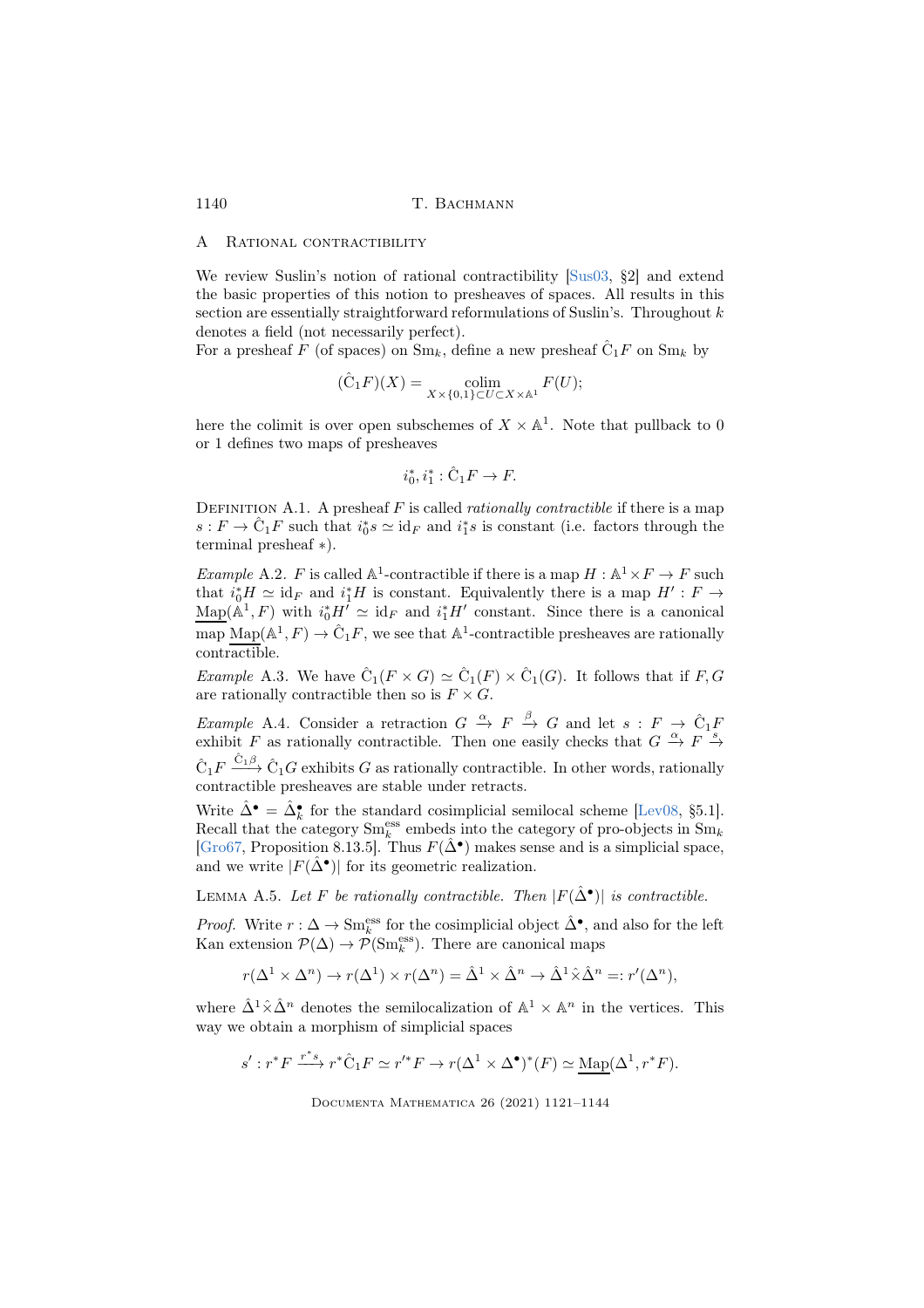## A Rational contractibility

We review Suslin's notion of rational contractibility [Sus03, §2] and extend the basic properties of this notion to presheaves of spaces. All results in this section are essentially straightforward reformulations of Suslin's. Throughout $k$ denotes a field (not necessarily perfect).

For a presheaf $F$ (of spaces) on $\mathrm{Sm}_k$, define a new presheaf $\hat{\mathrm{C}}_1 F$ on $\mathrm{Sm}_k$ by

$$(\hat{\mathrm{C}}_1 F)(X) = \operatorname*{colim}_{X \times \{0,1\} \subset U \subset X \times \mathbb{A}^1} F(U);$$

here the colimit is over open subschemes of $X \times \mathbb{A}^1$. Note that pullback to 0 or 1 defines two maps of presheaves

$$i_0^*, i_1^* : \hat{\mathrm{C}}_1 F \to F.$$

Definition A.1. A presheaf $F$ is called *rationally contractible* if there is a map $s : F \to \hat{\mathrm{C}}_1 F$ such that $i_0^* s \simeq \mathrm{id}_F$ and $i_1^* s$ is constant (i.e. factors through the terminal presheaf $*$).

*Example* A.2. $F$ is called $\mathbb{A}^1$-contractible if there is a map $H : \mathbb{A}^1 \times F \to F$ such that $i_0^* H \simeq \mathrm{id}_F$ and $i_1^* H$ is constant. Equivalently there is a map $H' : F \to \underline{\mathrm{Map}}(\mathbb{A}^1, F)$ with $i_0^* H' \simeq \mathrm{id}_F$ and $i_1^* H'$ constant. Since there is a canonical map $\underline{\mathrm{Map}}(\mathbb{A}^1, F) \to \hat{\mathrm{C}}_1 F$, we see that $\mathbb{A}^1$-contractible presheaves are rationally contractible.

*Example* A.3. We have $\hat{\mathrm{C}}_1(F \times G) \simeq \hat{\mathrm{C}}_1(F) \times \hat{\mathrm{C}}_1(G)$. It follows that if $F, G$ are rationally contractible then so is $F \times G$.

*Example* A.4. Consider a retraction $G \xrightarrow{\alpha} F \xrightarrow{\beta} G$ and let $s : F \to \hat{\mathrm{C}}_1 F$ exhibit $F$ as rationally contractible. Then one easily checks that $G \xrightarrow{\alpha} F \xrightarrow{s} \hat{\mathrm{C}}_1 F \xrightarrow{\hat{\mathrm{C}}_1 \beta} \hat{\mathrm{C}}_1 G$ exhibits $G$ as rationally contractible. In other words, rationally contractible presheaves are stable under retracts.

Write $\hat{\Delta}^\bullet = \hat{\Delta}^\bullet_k$ for the standard cosimplicial semilocal scheme [Lev08, §5.1]. Recall that the category $\mathrm{Sm}_k^{\mathrm{ess}}$ embeds into the category of pro-objects in $\mathrm{Sm}_k$ [Gro67, Proposition 8.13.5]. Thus $F(\hat{\Delta}^\bullet)$ makes sense and is a simplicial space, and we write $|F(\hat{\Delta}^\bullet)|$ for its geometric realization.

Lemma A.5. *Let $F$ be rationally contractible. Then $|F(\hat{\Delta}^\bullet)|$ is contractible.*

*Proof.* Write $r : \Delta \to \mathrm{Sm}_k^{\mathrm{ess}}$ for the cosimplicial object $\hat{\Delta}^\bullet$, and also for the left Kan extension $\mathcal{P}(\Delta) \to \mathcal{P}(\mathrm{Sm}_k^{\mathrm{ess}})$. There are canonical maps

$$r(\Delta^1 \times \Delta^n) \to r(\Delta^1) \times r(\Delta^n) = \hat{\Delta}^1 \times \hat{\Delta}^n \to \hat{\Delta}^1 \hat{\times} \hat{\Delta}^n =: r'(\Delta^n),$$

where $\hat{\Delta}^1 \hat{\times} \hat{\Delta}^n$ denotes the semilocalization of $\mathbb{A}^1 \times \mathbb{A}^n$ in the vertices. This way we obtain a morphism of simplicial spaces

$$s' : r^* F \xrightarrow{r^* s} r^* \hat{\mathrm{C}}_1 F \simeq r'^* F \to r(\Delta^1 \times \Delta^\bullet)^*(F) \simeq \underline{\mathrm{Map}}(\Delta^1, r^* F).$$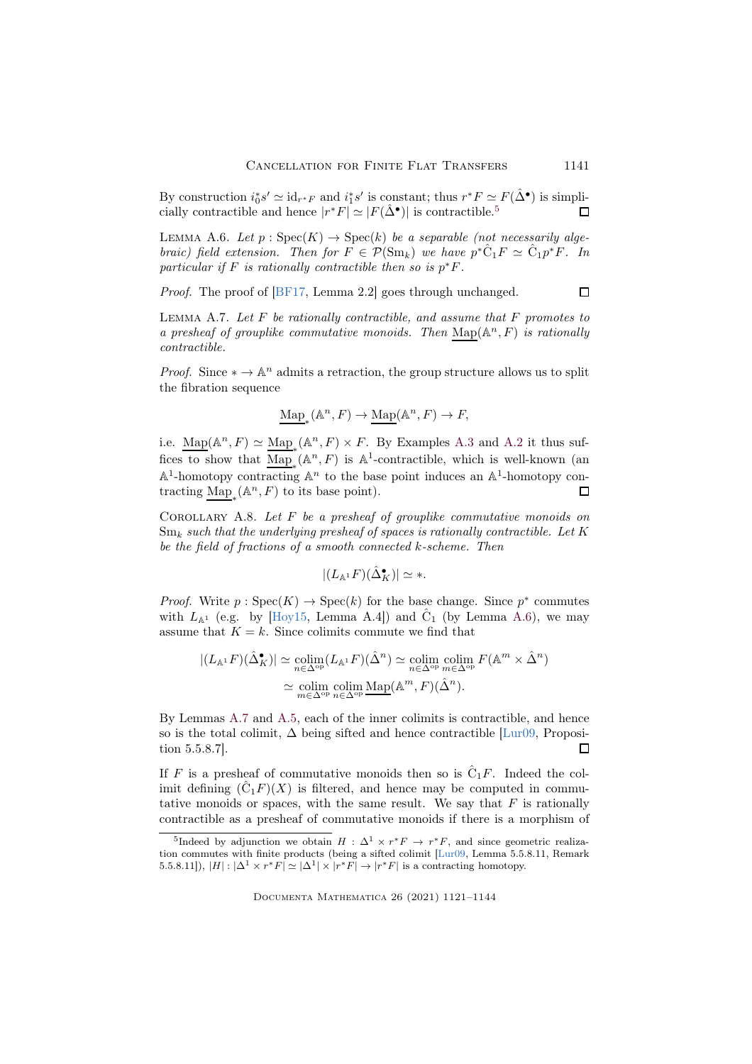By construction $i_0^* s' \simeq \mathrm{id}_{r^*F}$ and $i_1^* s'$ is constant; thus $r^*F \simeq F(\hat{\Delta}^\bullet)$ is simplicially contractible and hence $|r^*F| \simeq |F(\hat{\Delta}^\bullet)|$ is contractible.[5] $\square$

**Lemma A.6.** *Let $p : \mathrm{Spec}(K) \to \mathrm{Spec}(k)$ be a separable (not necessarily algebraic) field extension. Then for $F \in \mathcal{P}(\mathrm{Sm}_k)$ we have $p^* \hat{\mathrm{C}}_1 F \simeq \hat{\mathrm{C}}_1 p^* F$. In particular if $F$ is rationally contractible then so is $p^*F$.*

*Proof.* The proof of [BF17, Lemma 2.2] goes through unchanged. $\square$

**Lemma A.7.** *Let $F$ be rationally contractible, and assume that $F$ promotes to a presheaf of grouplike commutative monoids. Then $\underline{\mathrm{Map}}(\mathbb{A}^n, F)$ is rationally contractible.*

*Proof.* Since $* \to \mathbb{A}^n$ admits a retraction, the group structure allows us to split the fibration sequence

$$\underline{\mathrm{Map}}_*(\mathbb{A}^n, F) \to \underline{\mathrm{Map}}(\mathbb{A}^n, F) \to F,$$

i.e. $\underline{\mathrm{Map}}(\mathbb{A}^n, F) \simeq \underline{\mathrm{Map}}_*(\mathbb{A}^n, F) \times F$. By Examples A.3 and A.2 it thus suffices to show that $\underline{\mathrm{Map}}_*(\mathbb{A}^n, F)$ is $\mathbb{A}^1$-contractible, which is well-known (an $\mathbb{A}^1$-homotopy contracting $\mathbb{A}^n$ to the base point induces an $\mathbb{A}^1$-homotopy contracting $\underline{\mathrm{Map}}_*(\mathbb{A}^n, F)$ to its base point). $\square$

**Corollary A.8.** *Let $F$ be a presheaf of grouplike commutative monoids on $\mathrm{Sm}_k$ such that the underlying presheaf of spaces is rationally contractible. Let $K$ be the field of fractions of a smooth connected $k$-scheme. Then*

$$|(L_{\mathbb{A}^1} F)(\hat{\Delta}^\bullet_K)| \simeq *.$$

*Proof.* Write $p : \mathrm{Spec}(K) \to \mathrm{Spec}(k)$ for the base change. Since $p^*$ commutes with $L_{\mathbb{A}^1}$ (e.g. by [Hoy15, Lemma A.4]) and $\hat{\mathrm{C}}_1$ (by Lemma A.6), we may assume that $K = k$. Since colimits commute we find that

$$\begin{aligned}
|(L_{\mathbb{A}^1} F)(\hat{\Delta}^\bullet_K)| &\simeq \operatorname*{colim}_{n \in \Delta^{\mathrm{op}}} (L_{\mathbb{A}^1} F)(\hat{\Delta}^n) \simeq \operatorname*{colim}_{n \in \Delta^{\mathrm{op}}} \operatorname*{colim}_{m \in \Delta^{\mathrm{op}}} F(\mathbb{A}^m \times \hat{\Delta}^n) \\
&\simeq \operatorname*{colim}_{m \in \Delta^{\mathrm{op}}} \operatorname*{colim}_{n \in \Delta^{\mathrm{op}}} \underline{\mathrm{Map}}(\mathbb{A}^m, F)(\hat{\Delta}^n).
\end{aligned}$$

By Lemmas A.7 and A.5, each of the inner colimits is contractible, and hence so is the total colimit, $\Delta$ being sifted and hence contractible [Lur09, Proposition 5.5.8.7]. $\square$

If $F$ is a presheaf of commutative monoids then so is $\hat{\mathrm{C}}_1 F$. Indeed the colimit defining $(\hat{\mathrm{C}}_1 F)(X)$ is filtered, and hence may be computed in commutative monoids or spaces, with the same result. We say that $F$ is rationally contractible as a presheaf of commutative monoids if there is a morphism of

[5] Indeed by adjunction we obtain $H : \Delta^1 \times r^*F \to r^*F$, and since geometric realization commutes with finite products (being a sifted colimit [Lur09, Lemma 5.5.8.11, Remark 5.5.8.11]), $|H| : |\Delta^1 \times r^*F| \simeq |\Delta^1| \times |r^*F| \to |r^*F|$ is a contracting homotopy.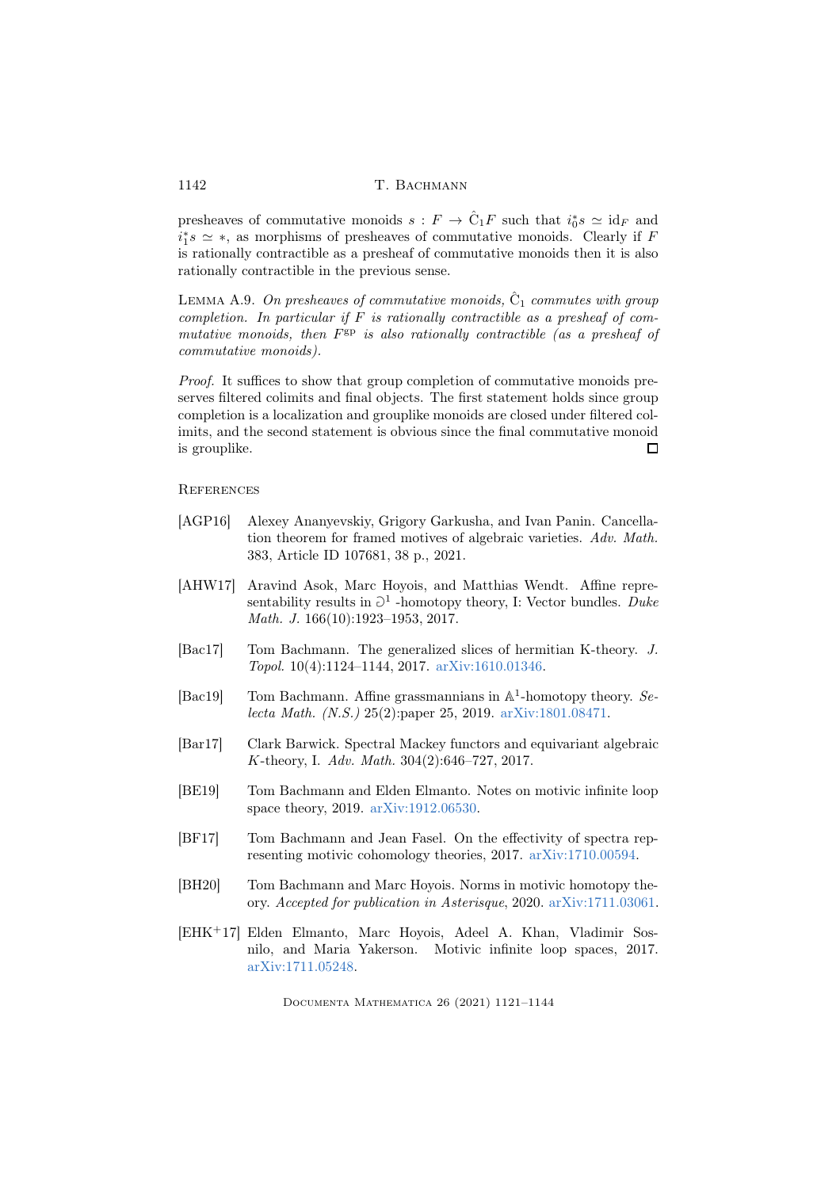presheaves of commutative monoids $s : F \to \hat{\mathrm{C}}_1 F$ such that $i_0^* s \simeq \mathrm{id}_F$ and $i_1^* s \simeq *$, as morphisms of presheaves of commutative monoids. Clearly if $F$ is rationally contractible as a presheaf of commutative monoids then it is also rationally contractible in the previous sense.

Lemma A.9. *On presheaves of commutative monoids, $\hat{\mathrm{C}}_1$ commutes with group completion. In particular if $F$ is rationally contractible as a presheaf of commutative monoids, then $F^{\mathrm{gp}}$ is also rationally contractible (as a presheaf of commutative monoids).*

*Proof.* It suffices to show that group completion of commutative monoids preserves filtered colimits and final objects. The first statement holds since group completion is a localization and grouplike monoids are closed under filtered colimits, and the second statement is obvious since the final commutative monoid is grouplike. □

## References

[AGP16] Alexey Ananyevskiy, Grigory Garkusha, and Ivan Panin. Cancellation theorem for framed motives of algebraic varieties. *Adv. Math.* 383, Article ID 107681, 38 p., 2021.

[AHW17] Aravind Asok, Marc Hoyois, and Matthias Wendt. Affine representability results in $\mathbb{A}^1$ -homotopy theory, I: Vector bundles. *Duke Math. J.* 166(10):1923–1953, 2017.

[Bac17] Tom Bachmann. The generalized slices of hermitian K-theory. *J. Topol.* 10(4):1124–1144, 2017. arXiv:1610.01346.

[Bac19] Tom Bachmann. Affine grassmannians in $\mathbb{A}^1$-homotopy theory. *Selecta Math. (N.S.)* 25(2):paper 25, 2019. arXiv:1801.08471.

[Bar17] Clark Barwick. Spectral Mackey functors and equivariant algebraic $K$-theory, I. *Adv. Math.* 304(2):646–727, 2017.

[BE19] Tom Bachmann and Elden Elmanto. Notes on motivic infinite loop space theory, 2019. arXiv:1912.06530.

[BF17] Tom Bachmann and Jean Fasel. On the effectivity of spectra representing motivic cohomology theories, 2017. arXiv:1710.00594.

[BH20] Tom Bachmann and Marc Hoyois. Norms in motivic homotopy theory. *Accepted for publication in Asterisque*, 2020. arXiv:1711.03061.

[EHK+17] Elden Elmanto, Marc Hoyois, Adeel A. Khan, Vladimir Sosnilo, and Maria Yakerson. Motivic infinite loop spaces, 2017. arXiv:1711.05248.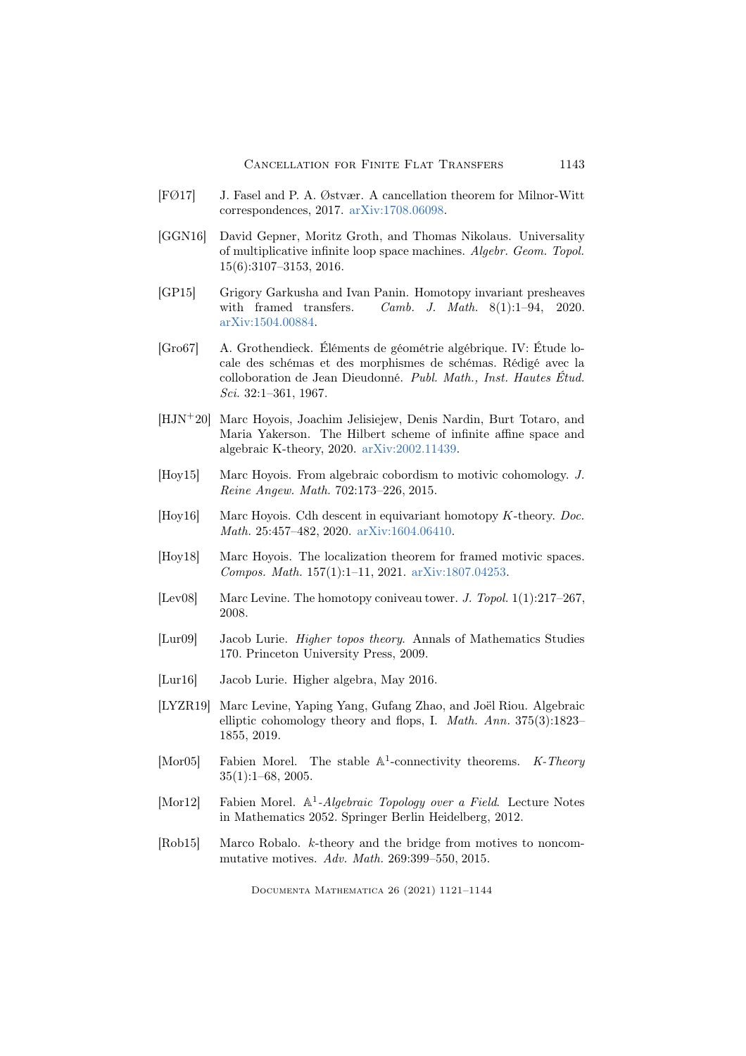[FØ17] J. Fasel and P. A. Østvær. A cancellation theorem for Milnor-Witt correspondences, 2017. arXiv:1708.06098.

[GGN16] David Gepner, Moritz Groth, and Thomas Nikolaus. Universality of multiplicative infinite loop space machines. *Algebr. Geom. Topol.* 15(6):3107–3153, 2016.

[GP15] Grigory Garkusha and Ivan Panin. Homotopy invariant presheaves with framed transfers. *Camb. J. Math.* 8(1):1–94, 2020. arXiv:1504.00884.

[Gro67] A. Grothendieck. Éléments de géométrie algébrique. IV: Étude locale des schémas et des morphismes de schémas. Rédigé avec la colloboration de Jean Dieudonné. *Publ. Math., Inst. Hautes Étud. Sci.* 32:1–361, 1967.

[HJN+20] Marc Hoyois, Joachim Jelisiejew, Denis Nardin, Burt Totaro, and Maria Yakerson. The Hilbert scheme of infinite affine space and algebraic K-theory, 2020. arXiv:2002.11439.

[Hoy15] Marc Hoyois. From algebraic cobordism to motivic cohomology. *J. Reine Angew. Math.* 702:173–226, 2015.

[Hoy16] Marc Hoyois. Cdh descent in equivariant homotopy $K$-theory. *Doc. Math.* 25:457–482, 2020. arXiv:1604.06410.

[Hoy18] Marc Hoyois. The localization theorem for framed motivic spaces. *Compos. Math.* 157(1):1–11, 2021. arXiv:1807.04253.

[Lev08] Marc Levine. The homotopy coniveau tower. *J. Topol.* 1(1):217–267, 2008.

[Lur09] Jacob Lurie. *Higher topos theory*. Annals of Mathematics Studies 170. Princeton University Press, 2009.

[Lur16] Jacob Lurie. Higher algebra, May 2016.

[LYZR19] Marc Levine, Yaping Yang, Gufang Zhao, and Joël Riou. Algebraic elliptic cohomology theory and flops, I. *Math. Ann.* 375(3):1823–1855, 2019.

[Mor05] Fabien Morel. The stable $\mathbb{A}^1$-connectivity theorems. *K-Theory* 35(1):1–68, 2005.

[Mor12] Fabien Morel. *$\mathbb{A}^1$-Algebraic Topology over a Field*. Lecture Notes in Mathematics 2052. Springer Berlin Heidelberg, 2012.

[Rob15] Marco Robalo. $k$-theory and the bridge from motives to noncommutative motives. *Adv. Math.* 269:399–550, 2015.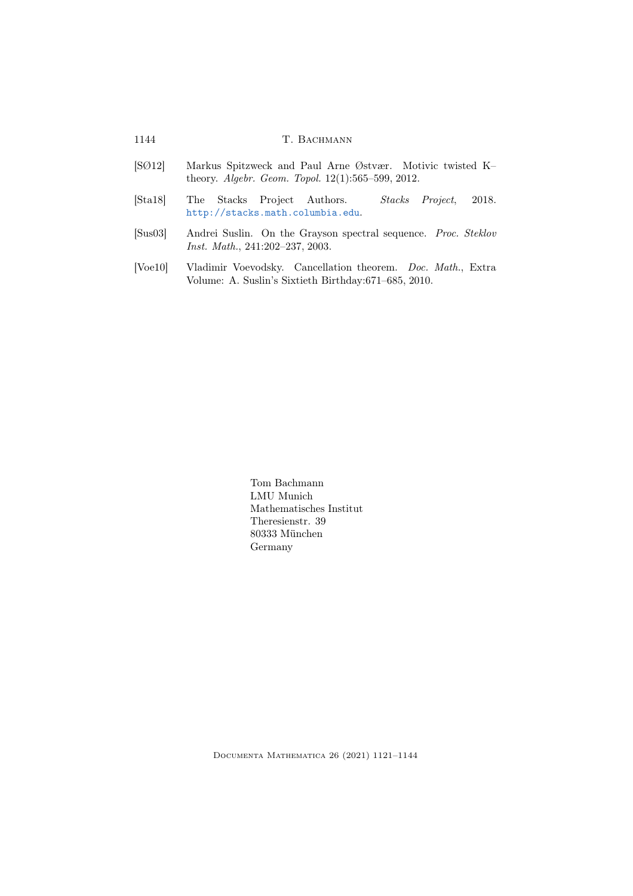[SØ12] Markus Spitzweck and Paul Arne Østvær. Motivic twisted K–theory. *Algebr. Geom. Topol.* 12(1):565–599, 2012.

[Sta18] The Stacks Project Authors. *Stacks Project*, 2018. http://stacks.math.columbia.edu.

[Sus03] Andrei Suslin. On the Grayson spectral sequence. *Proc. Steklov Inst. Math.*, 241:202–237, 2003.

[Voe10] Vladimir Voevodsky. Cancellation theorem. *Doc. Math.*, Extra Volume: A. Suslin's Sixtieth Birthday:671–685, 2010.

Tom Bachmann
LMU Munich
Mathematisches Institut
Theresienstr. 39
80333 München
Germany